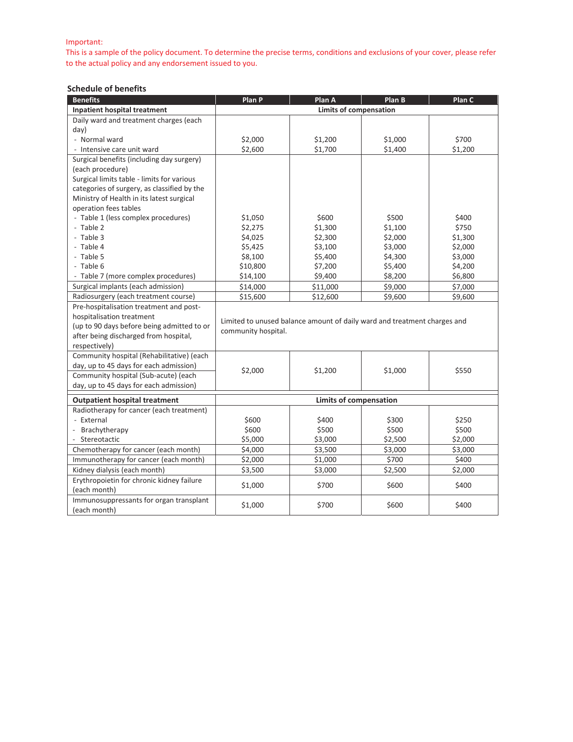Important:
This is a sample of the policy document. To determine the precise terms, conditions and exclusions of your cover, please refer to the actual policy and any endorsement issued to you.

## Schedule of benefits

| Benefits | Plan P | Plan A | Plan B | Plan C |
|---|---|---|---|---|
| **Inpatient hospital treatment** | **Limits of compensation** | | | |
| Daily ward and treatment charges (each day) | | | | |
| - Normal ward | $2,000 | $1,200 | $1,000 | $700 |
| - Intensive care unit ward | $2,600 | $1,700 | $1,400 | $1,200 |
| Surgical benefits (including day surgery) (each procedure)<br>Surgical limits table - limits for various categories of surgery, as classified by the Ministry of Health in its latest surgical operation fees tables | | | | |
| - Table 1 (less complex procedures) | $1,050 | $600 | $500 | $400 |
| - Table 2 | $2,275 | $1,300 | $1,100 | $750 |
| - Table 3 | $4,025 | $2,300 | $2,000 | $1,300 |
| - Table 4 | $5,425 | $3,100 | $3,000 | $2,000 |
| - Table 5 | $8,100 | $5,400 | $4,300 | $3,000 |
| - Table 6 | $10,800 | $7,200 | $5,400 | $4,200 |
| - Table 7 (more complex procedures) | $14,100 | $9,400 | $8,200 | $6,800 |
| Surgical implants (each admission) | $14,000 | $11,000 | $9,000 | $7,000 |
| Radiosurgery (each treatment course) | $15,600 | $12,600 | $9,600 | $9,600 |
| Pre-hospitalisation treatment and post-hospitalisation treatment (up to 90 days before being admitted to or after being discharged from hospital, respectively) | Limited to unused balance amount of daily ward and treatment charges and community hospital. | | | |
| Community hospital (Rehabilitative) (each day, up to 45 days for each admission)<br>Community hospital (Sub-acute) (each day, up to 45 days for each admission) | $2,000 | $1,200 | $1,000 | $550 |
| **Outpatient hospital treatment** | **Limits of compensation** | | | |
| Radiotherapy for cancer (each treatment) | | | | |
| - External | $600 | $400 | $300 | $250 |
| - Brachytherapy | $600 | $500 | $500 | $500 |
| - Stereotactic | $5,000 | $3,000 | $2,500 | $2,000 |
| Chemotherapy for cancer (each month) | $4,000 | $3,500 | $3,000 | $3,000 |
| Immunotherapy for cancer (each month) | $2,000 | $1,000 | $700 | $400 |
| Kidney dialysis (each month) | $3,500 | $3,000 | $2,500 | $2,000 |
| Erythropoietin for chronic kidney failure (each month) | $1,000 | $700 | $600 | $400 |
| Immunosuppressants for organ transplant (each month) | $1,000 | $700 | $600 | $400 |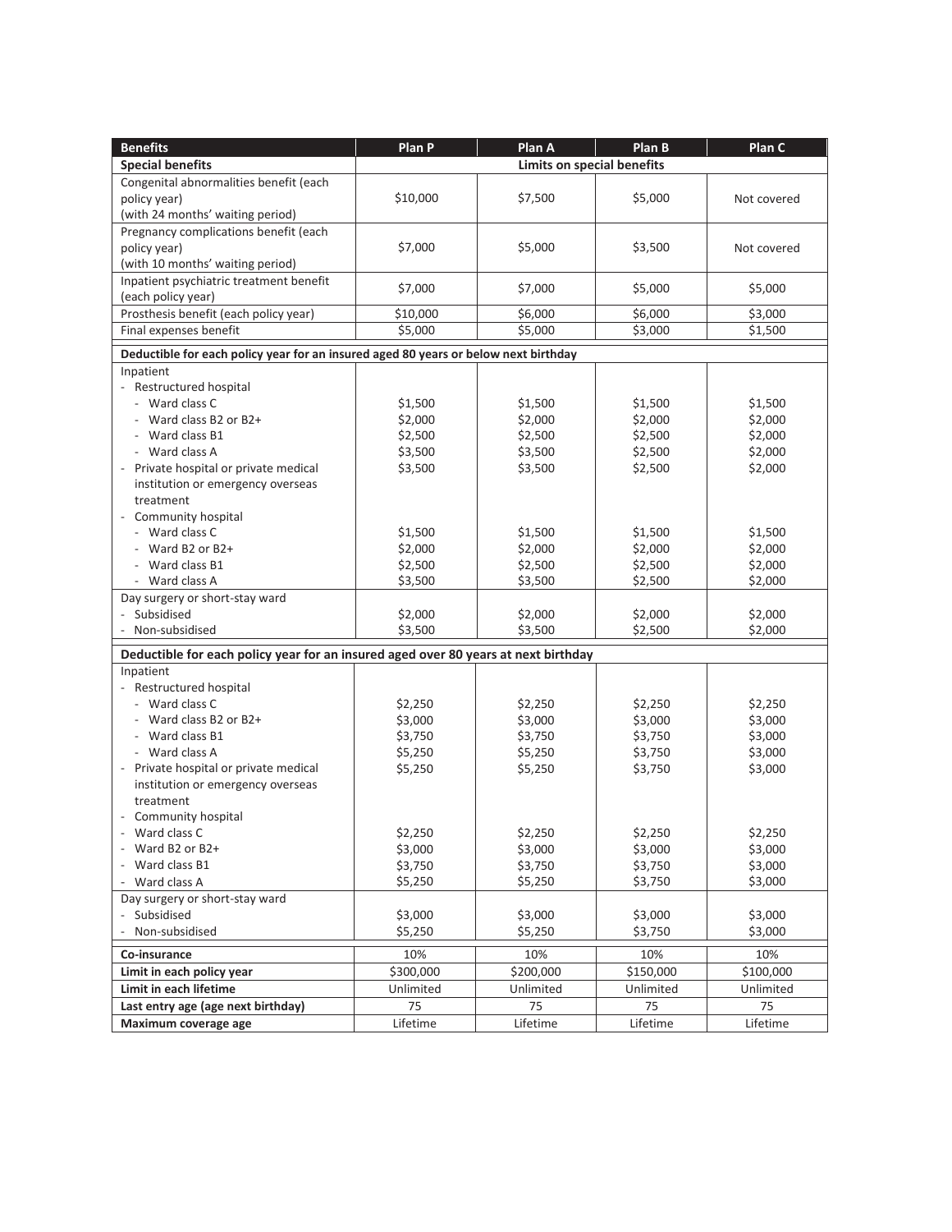| Benefits | Plan P | Plan A | Plan B | Plan C |
|---|---|---|---|---|
| **Special benefits** | **Limits on special benefits** | | | |
| Congenital abnormalities benefit (each policy year) (with 24 months' waiting period) | $10,000 | $7,500 | $5,000 | Not covered |
| Pregnancy complications benefit (each policy year) (with 10 months' waiting period) | $7,000 | $5,000 | $3,500 | Not covered |
| Inpatient psychiatric treatment benefit (each policy year) | $7,000 | $7,000 | $5,000 | $5,000 |
| Prosthesis benefit (each policy year) | $10,000 | $6,000 | $6,000 | $3,000 |
| Final expenses benefit | $5,000 | $5,000 | $3,000 | $1,500 |
| **Deductible for each policy year for an insured aged 80 years or below next birthday** | | | | |
| Inpatient | | | | |
| - Restructured hospital | | | | |
| - Ward class C | $1,500 | $1,500 | $1,500 | $1,500 |
| - Ward class B2 or B2+ | $2,000 | $2,000 | $2,000 | $2,000 |
| - Ward class B1 | $2,500 | $2,500 | $2,500 | $2,000 |
| - Ward class A | $3,500 | $3,500 | $2,500 | $2,000 |
| - Private hospital or private medical institution or emergency overseas treatment | $3,500 | $3,500 | $2,500 | $2,000 |
| - Community hospital | | | | |
| - Ward class C | $1,500 | $1,500 | $1,500 | $1,500 |
| - Ward B2 or B2+ | $2,000 | $2,000 | $2,000 | $2,000 |
| - Ward class B1 | $2,500 | $2,500 | $2,500 | $2,000 |
| - Ward class A | $3,500 | $3,500 | $2,500 | $2,000 |
| Day surgery or short-stay ward | | | | |
| - Subsidised | $2,000 | $2,000 | $2,000 | $2,000 |
| - Non-subsidised | $3,500 | $3,500 | $2,500 | $2,000 |
| **Deductible for each policy year for an insured aged over 80 years at next birthday** | | | | |
| Inpatient | | | | |
| - Restructured hospital | | | | |
| - Ward class C | $2,250 | $2,250 | $2,250 | $2,250 |
| - Ward class B2 or B2+ | $3,000 | $3,000 | $3,000 | $3,000 |
| - Ward class B1 | $3,750 | $3,750 | $3,750 | $3,000 |
| - Ward class A | $5,250 | $5,250 | $3,750 | $3,000 |
| - Private hospital or private medical institution or emergency overseas treatment | $5,250 | $5,250 | $3,750 | $3,000 |
| - Community hospital | | | | |
| - Ward class C | $2,250 | $2,250 | $2,250 | $2,250 |
| - Ward B2 or B2+ | $3,000 | $3,000 | $3,000 | $3,000 |
| - Ward class B1 | $3,750 | $3,750 | $3,750 | $3,000 |
| - Ward class A | $5,250 | $5,250 | $3,750 | $3,000 |
| Day surgery or short-stay ward | | | | |
| - Subsidised | $3,000 | $3,000 | $3,000 | $3,000 |
| - Non-subsidised | $5,250 | $5,250 | $3,750 | $3,000 |
| **Co-insurance** | 10% | 10% | 10% | 10% |
| **Limit in each policy year** | $300,000 | $200,000 | $150,000 | $100,000 |
| **Limit in each lifetime** | Unlimited | Unlimited | Unlimited | Unlimited |
| **Last entry age (age next birthday)** | 75 | 75 | 75 | 75 |
| **Maximum coverage age** | Lifetime | Lifetime | Lifetime | Lifetime |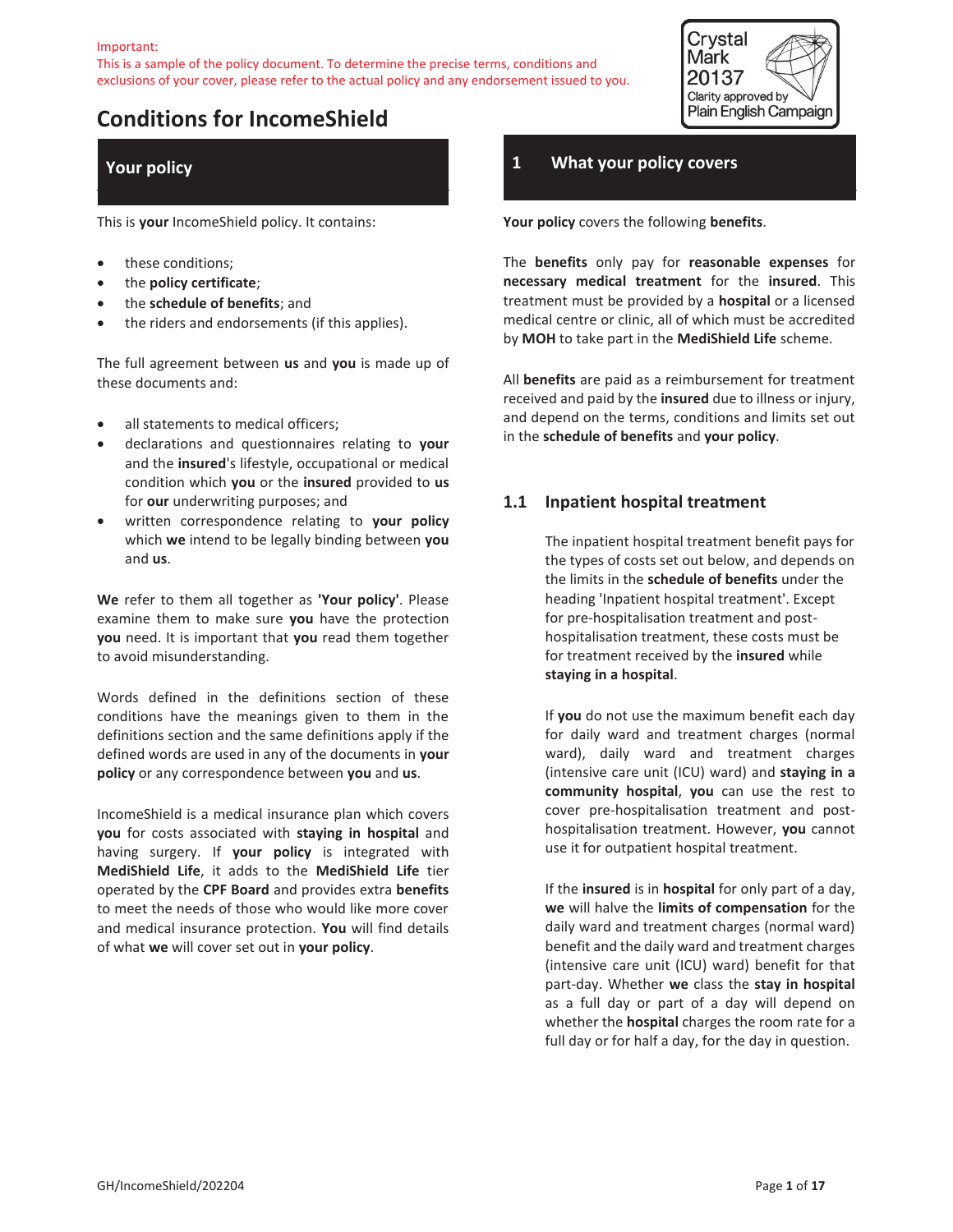Important:
This is a sample of the policy document. To determine the precise terms, conditions and exclusions of your cover, please refer to the actual policy and any endorsement issued to you.

Crystal Mark 20137 Clarity approved by Plain English Campaign

# Conditions for IncomeShield

## Your policy

This is **your** IncomeShield policy. It contains:

- these conditions;
- the **policy certificate**;
- the **schedule of benefits**; and
- the riders and endorsements (if this applies).

The full agreement between **us** and **you** is made up of these documents and:

- all statements to medical officers;
- declarations and questionnaires relating to **your** and the **insured**'s lifestyle, occupational or medical condition which **you** or the **insured** provided to **us** for **our** underwriting purposes; and
- written correspondence relating to **your policy** which **we** intend to be legally binding between **you** and **us**.

**We** refer to them all together as **'Your policy'**. Please examine them to make sure **you** have the protection **you** need. It is important that **you** read them together to avoid misunderstanding.

Words defined in the definitions section of these conditions have the meanings given to them in the definitions section and the same definitions apply if the defined words are used in any of the documents in **your policy** or any correspondence between **you** and **us**.

IncomeShield is a medical insurance plan which covers **you** for costs associated with **staying in hospital** and having surgery. If **your policy** is integrated with **MediShield Life**, it adds to the **MediShield Life** tier operated by the **CPF Board** and provides extra **benefits** to meet the needs of those who would like more cover and medical insurance protection. **You** will find details of what **we** will cover set out in **your policy**.

## 1 What your policy covers

**Your policy** covers the following **benefits**.

The **benefits** only pay for **reasonable expenses** for **necessary medical treatment** for the **insured**. This treatment must be provided by a **hospital** or a licensed medical centre or clinic, all of which must be accredited by **MOH** to take part in the **MediShield Life** scheme.

All **benefits** are paid as a reimbursement for treatment received and paid by the **insured** due to illness or injury, and depend on the terms, conditions and limits set out in the **schedule of benefits** and **your policy**.

### 1.1 Inpatient hospital treatment

The inpatient hospital treatment benefit pays for the types of costs set out below, and depends on the limits in the **schedule of benefits** under the heading 'Inpatient hospital treatment'. Except for pre-hospitalisation treatment and post-hospitalisation treatment, these costs must be for treatment received by the **insured** while **staying in a hospital**.

If **you** do not use the maximum benefit each day for daily ward and treatment charges (normal ward), daily ward and treatment charges (intensive care unit (ICU) ward) and **staying in a community hospital**, **you** can use the rest to cover pre-hospitalisation treatment and post-hospitalisation treatment. However, **you** cannot use it for outpatient hospital treatment.

If the **insured** is in **hospital** for only part of a day, **we** will halve the **limits of compensation** for the daily ward and treatment charges (normal ward) benefit and the daily ward and treatment charges (intensive care unit (ICU) ward) benefit for that part-day. Whether **we** class the **stay in hospital** as a full day or part of a day will depend on whether the **hospital** charges the room rate for a full day or for half a day, for the day in question.

GH/IncomeShield/202204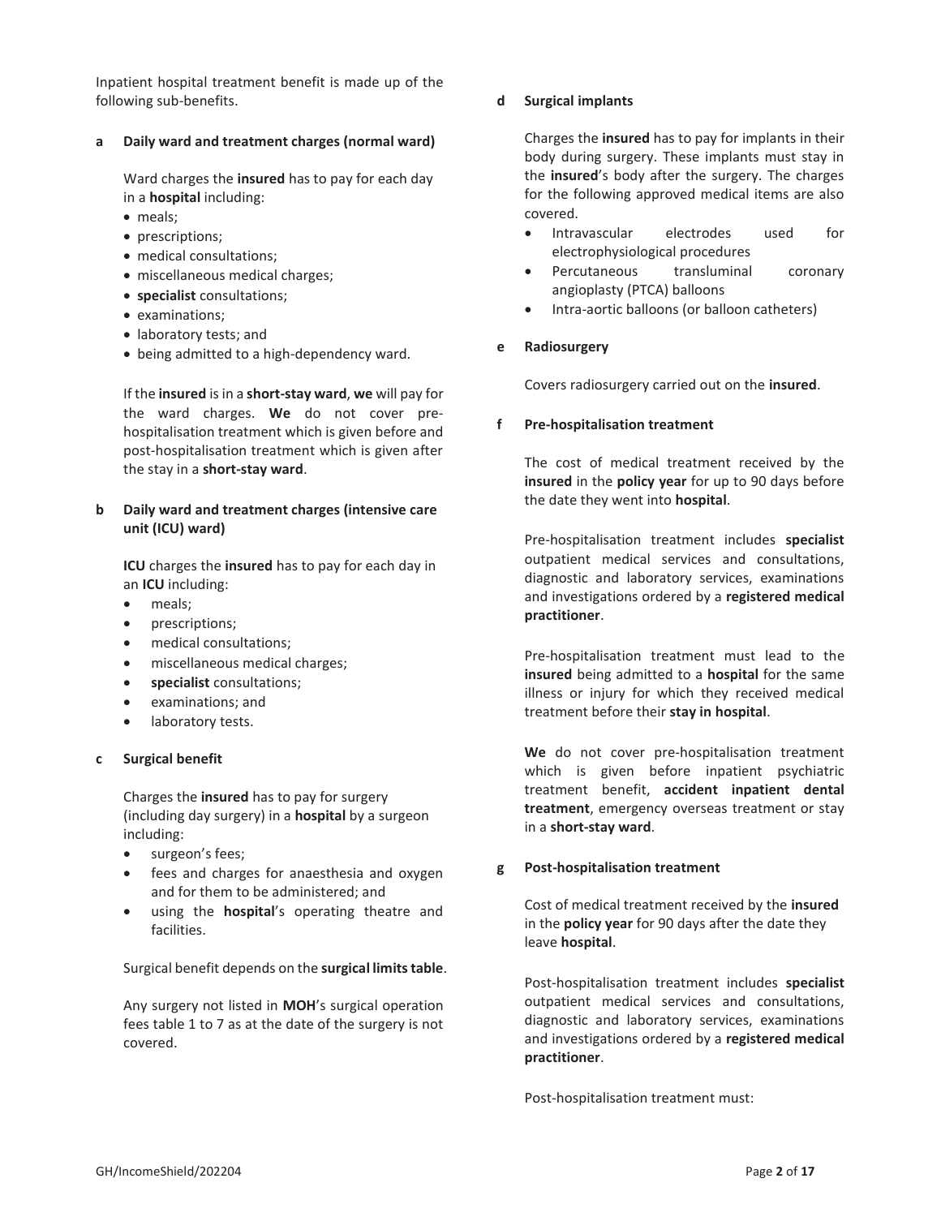Inpatient hospital treatment benefit is made up of the following sub-benefits.

**a Daily ward and treatment charges (normal ward)**

Ward charges the **insured** has to pay for each day in a **hospital** including:

- meals;
- prescriptions;
- medical consultations;
- miscellaneous medical charges;
- **specialist** consultations;
- examinations;
- laboratory tests; and
- being admitted to a high-dependency ward.

If the **insured** is in a **short-stay ward**, **we** will pay for the ward charges. **We** do not cover pre-hospitalisation treatment which is given before and post-hospitalisation treatment which is given after the stay in a **short-stay ward**.

**b Daily ward and treatment charges (intensive care unit (ICU) ward)**

**ICU** charges the **insured** has to pay for each day in an **ICU** including:

- meals;
- prescriptions;
- medical consultations;
- miscellaneous medical charges;
- **specialist** consultations;
- examinations; and
- laboratory tests.

**c Surgical benefit**

Charges the **insured** has to pay for surgery (including day surgery) in a **hospital** by a surgeon including:

- surgeon's fees;
- fees and charges for anaesthesia and oxygen and for them to be administered; and
- using the **hospital**'s operating theatre and facilities.

Surgical benefit depends on the **surgical limits table**.

Any surgery not listed in **MOH**'s surgical operation fees table 1 to 7 as at the date of the surgery is not covered.

**d Surgical implants**

Charges the **insured** has to pay for implants in their body during surgery. These implants must stay in the **insured**'s body after the surgery. The charges for the following approved medical items are also covered.

- Intravascular electrodes used for electrophysiological procedures
- Percutaneous transluminal coronary angioplasty (PTCA) balloons
- Intra-aortic balloons (or balloon catheters)

**e Radiosurgery**

Covers radiosurgery carried out on the **insured**.

**f Pre-hospitalisation treatment**

The cost of medical treatment received by the **insured** in the **policy year** for up to 90 days before the date they went into **hospital**.

Pre-hospitalisation treatment includes **specialist** outpatient medical services and consultations, diagnostic and laboratory services, examinations and investigations ordered by a **registered medical practitioner**.

Pre-hospitalisation treatment must lead to the **insured** being admitted to a **hospital** for the same illness or injury for which they received medical treatment before their **stay in hospital**.

**We** do not cover pre-hospitalisation treatment which is given before inpatient psychiatric treatment benefit, **accident inpatient dental treatment**, emergency overseas treatment or stay in a **short-stay ward**.

**g Post-hospitalisation treatment**

Cost of medical treatment received by the **insured** in the **policy year** for 90 days after the date they leave **hospital**.

Post-hospitalisation treatment includes **specialist** outpatient medical services and consultations, diagnostic and laboratory services, examinations and investigations ordered by a **registered medical practitioner**.

Post-hospitalisation treatment must: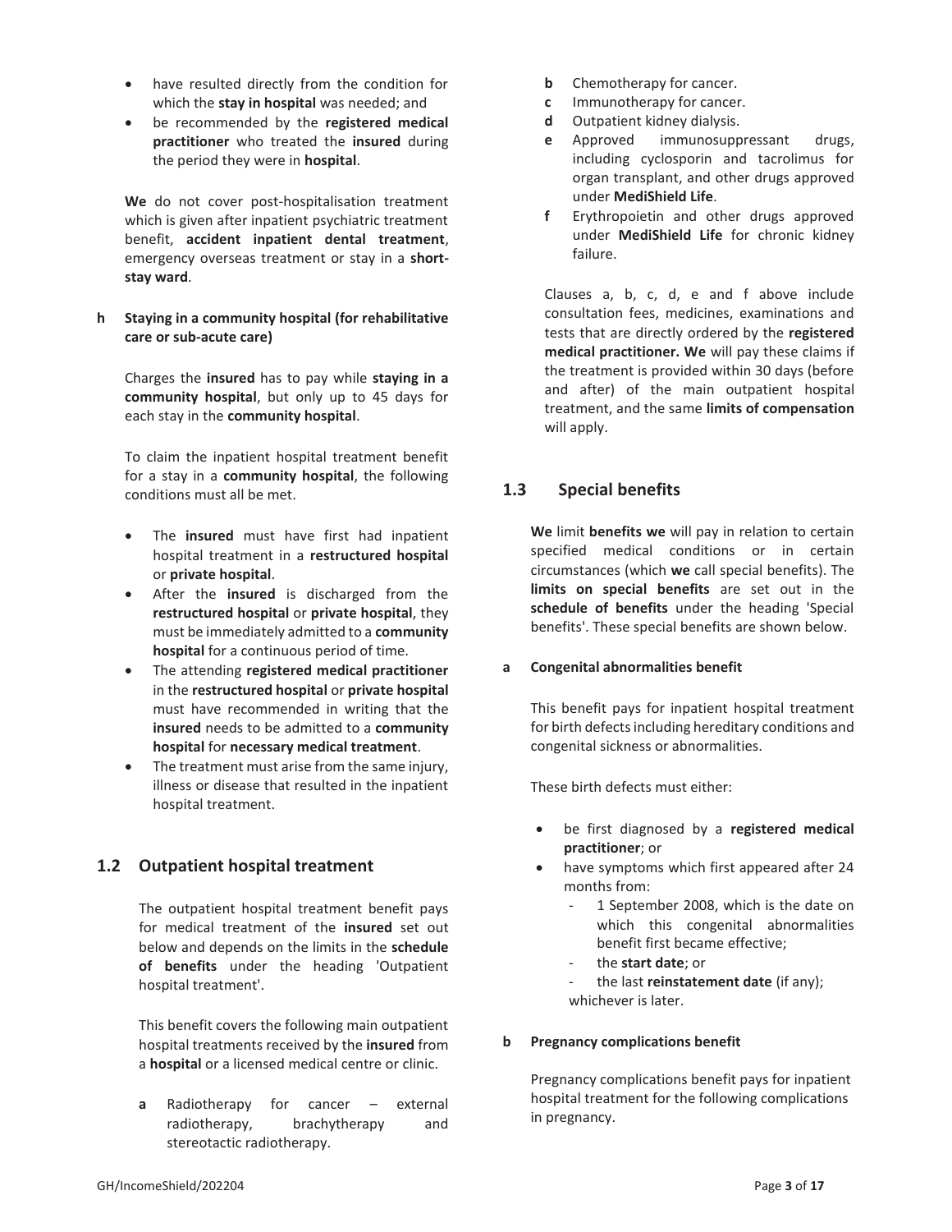- have resulted directly from the condition for which the **stay in hospital** was needed; and
- be recommended by the **registered medical practitioner** who treated the **insured** during the period they were in **hospital**.

**We** do not cover post-hospitalisation treatment which is given after inpatient psychiatric treatment benefit, **accident inpatient dental treatment**, emergency overseas treatment or stay in a **short-stay ward**.

**h Staying in a community hospital (for rehabilitative care or sub-acute care)**

Charges the **insured** has to pay while **staying in a community hospital**, but only up to 45 days for each stay in the **community hospital**.

To claim the inpatient hospital treatment benefit for a stay in a **community hospital**, the following conditions must all be met.

- The **insured** must have first had inpatient hospital treatment in a **restructured hospital** or **private hospital**.
- After the **insured** is discharged from the **restructured hospital** or **private hospital**, they must be immediately admitted to a **community hospital** for a continuous period of time.
- The attending **registered medical practitioner** in the **restructured hospital** or **private hospital** must have recommended in writing that the **insured** needs to be admitted to a **community hospital** for **necessary medical treatment**.
- The treatment must arise from the same injury, illness or disease that resulted in the inpatient hospital treatment.

## 1.2 Outpatient hospital treatment

The outpatient hospital treatment benefit pays for medical treatment of the **insured** set out below and depends on the limits in the **schedule of benefits** under the heading 'Outpatient hospital treatment'.

This benefit covers the following main outpatient hospital treatments received by the **insured** from a **hospital** or a licensed medical centre or clinic.

**a** Radiotherapy for cancer – external radiotherapy, brachytherapy and stereotactic radiotherapy.

**b** Chemotherapy for cancer.

**c** Immunotherapy for cancer.

**d** Outpatient kidney dialysis.

**e** Approved immunosuppressant drugs, including cyclosporin and tacrolimus for organ transplant, and other drugs approved under **MediShield Life**.

**f** Erythropoietin and other drugs approved under **MediShield Life** for chronic kidney failure.

Clauses a, b, c, d, e and f above include consultation fees, medicines, examinations and tests that are directly ordered by the **registered medical practitioner. We** will pay these claims if the treatment is provided within 30 days (before and after) of the main outpatient hospital treatment, and the same **limits of compensation** will apply.

## 1.3 Special benefits

**We** limit **benefits we** will pay in relation to certain specified medical conditions or in certain circumstances (which **we** call special benefits). The **limits on special benefits** are set out in the **schedule of benefits** under the heading 'Special benefits'. These special benefits are shown below.

**a Congenital abnormalities benefit**

This benefit pays for inpatient hospital treatment for birth defects including hereditary conditions and congenital sickness or abnormalities.

These birth defects must either:

- be first diagnosed by a **registered medical practitioner**; or
- have symptoms which first appeared after 24 months from:
  - 1 September 2008, which is the date on which this congenital abnormalities benefit first became effective;
  - the **start date**; or
  - the last **reinstatement date** (if any);

  whichever is later.

**b Pregnancy complications benefit**

Pregnancy complications benefit pays for inpatient hospital treatment for the following complications in pregnancy.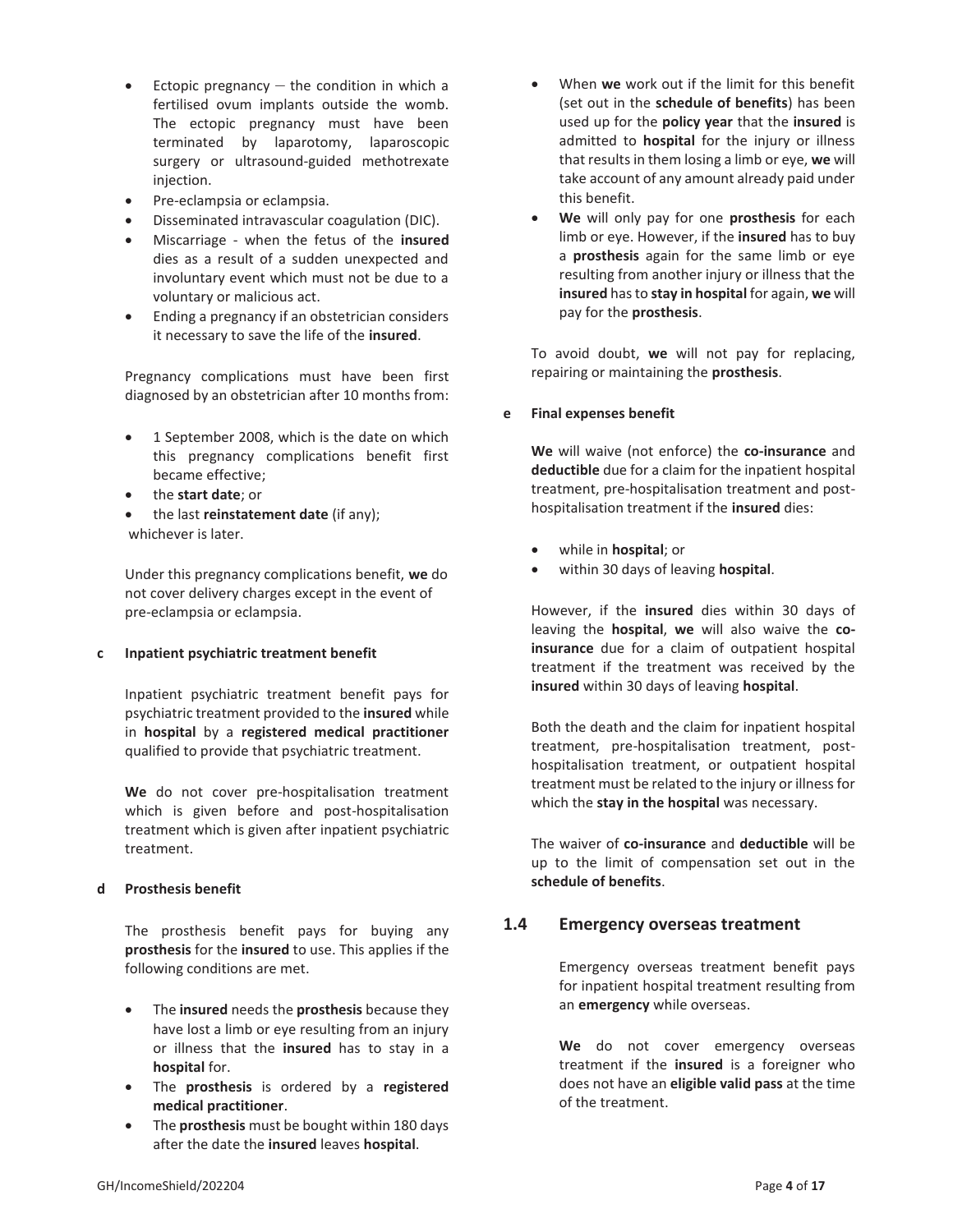- Ectopic pregnancy – the condition in which a fertilised ovum implants outside the womb. The ectopic pregnancy must have been terminated by laparotomy, laparoscopic surgery or ultrasound-guided methotrexate injection.
- Pre-eclampsia or eclampsia.
- Disseminated intravascular coagulation (DIC).
- Miscarriage - when the fetus of the **insured** dies as a result of a sudden unexpected and involuntary event which must not be due to a voluntary or malicious act.
- Ending a pregnancy if an obstetrician considers it necessary to save the life of the **insured**.

Pregnancy complications must have been first diagnosed by an obstetrician after 10 months from:

- 1 September 2008, which is the date on which this pregnancy complications benefit first became effective;
- the **start date**; or
- the last **reinstatement date** (if any);

whichever is later.

Under this pregnancy complications benefit, **we** do not cover delivery charges except in the event of pre-eclampsia or eclampsia.

**c Inpatient psychiatric treatment benefit**

Inpatient psychiatric treatment benefit pays for psychiatric treatment provided to the **insured** while in **hospital** by a **registered medical practitioner** qualified to provide that psychiatric treatment.

**We** do not cover pre-hospitalisation treatment which is given before and post-hospitalisation treatment which is given after inpatient psychiatric treatment.

**d Prosthesis benefit**

The prosthesis benefit pays for buying any **prosthesis** for the **insured** to use. This applies if the following conditions are met.

- The **insured** needs the **prosthesis** because they have lost a limb or eye resulting from an injury or illness that the **insured** has to stay in a **hospital** for.
- The **prosthesis** is ordered by a **registered medical practitioner**.
- The **prosthesis** must be bought within 180 days after the date the **insured** leaves **hospital**.
- When **we** work out if the limit for this benefit (set out in the **schedule of benefits**) has been used up for the **policy year** that the **insured** is admitted to **hospital** for the injury or illness that results in them losing a limb or eye, **we** will take account of any amount already paid under this benefit.
- **We** will only pay for one **prosthesis** for each limb or eye. However, if the **insured** has to buy a **prosthesis** again for the same limb or eye resulting from another injury or illness that the **insured** has to **stay in hospital** for again, **we** will pay for the **prosthesis**.

To avoid doubt, **we** will not pay for replacing, repairing or maintaining the **prosthesis**.

**e Final expenses benefit**

**We** will waive (not enforce) the **co-insurance** and **deductible** due for a claim for the inpatient hospital treatment, pre-hospitalisation treatment and post-hospitalisation treatment if the **insured** dies:

- while in **hospital**; or
- within 30 days of leaving **hospital**.

However, if the **insured** dies within 30 days of leaving the **hospital**, **we** will also waive the **co-insurance** due for a claim of outpatient hospital treatment if the treatment was received by the **insured** within 30 days of leaving **hospital**.

Both the death and the claim for inpatient hospital treatment, pre-hospitalisation treatment, post-hospitalisation treatment, or outpatient hospital treatment must be related to the injury or illness for which the **stay in the hospital** was necessary.

The waiver of **co-insurance** and **deductible** will be up to the limit of compensation set out in the **schedule of benefits**.

## 1.4 Emergency overseas treatment

Emergency overseas treatment benefit pays for inpatient hospital treatment resulting from an **emergency** while overseas.

**We** do not cover emergency overseas treatment if the **insured** is a foreigner who does not have an **eligible valid pass** at the time of the treatment.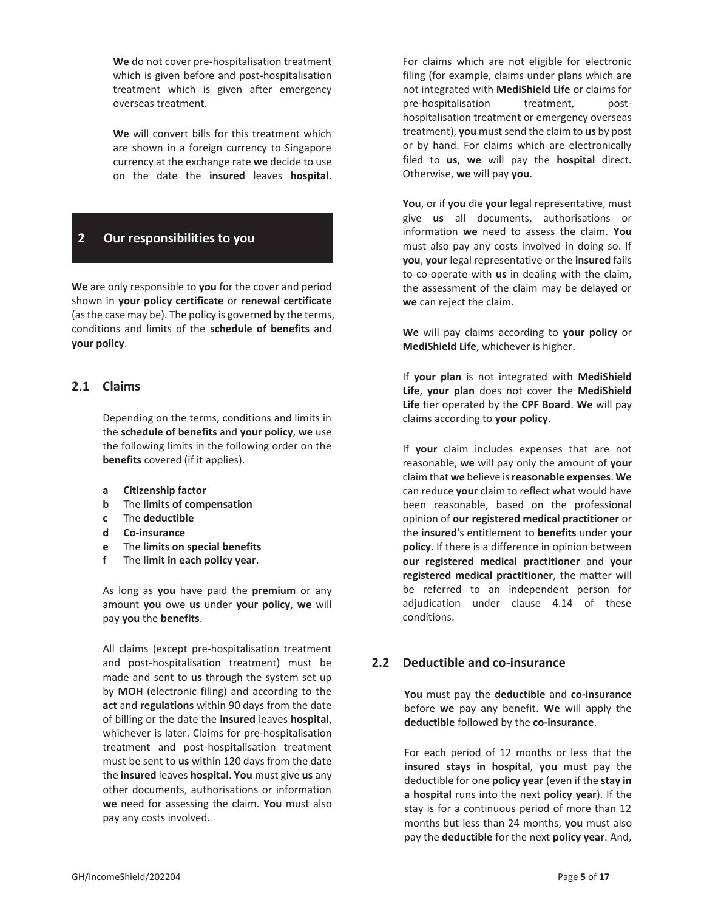**We** do not cover pre-hospitalisation treatment which is given before and post-hospitalisation treatment which is given after emergency overseas treatment.

**We** will convert bills for this treatment which are shown in a foreign currency to Singapore currency at the exchange rate **we** decide to use on the date the **insured** leaves **hospital**.

## 2 Our responsibilities to you

**We** are only responsible to **you** for the cover and period shown in **your policy certificate** or **renewal certificate** (as the case may be). The policy is governed by the terms, conditions and limits of the **schedule of benefits** and **your policy**.

### 2.1 Claims

Depending on the terms, conditions and limits in the **schedule of benefits** and **your policy**, **we** use the following limits in the following order on the **benefits** covered (if it applies).

- **a** **Citizenship factor**
- **b** The **limits of compensation**
- **c** The **deductible**
- **d** **Co-insurance**
- **e** The **limits on special benefits**
- **f** The **limit in each policy year**.

As long as **you** have paid the **premium** or any amount **you** owe **us** under **your policy**, **we** will pay **you** the **benefits**.

All claims (except pre-hospitalisation treatment and post-hospitalisation treatment) must be made and sent to **us** through the system set up by **MOH** (electronic filing) and according to the **act** and **regulations** within 90 days from the date of billing or the date the **insured** leaves **hospital**, whichever is later. Claims for pre-hospitalisation treatment and post-hospitalisation treatment must be sent to **us** within 120 days from the date the **insured** leaves **hospital**. **You** must give **us** any other documents, authorisations or information **we** need for assessing the claim. **You** must also pay any costs involved.

For claims which are not eligible for electronic filing (for example, claims under plans which are not integrated with **MediShield Life** or claims for pre-hospitalisation treatment, post-hospitalisation treatment or emergency overseas treatment), **you** must send the claim to **us** by post or by hand. For claims which are electronically filed to **us**, **we** will pay the **hospital** direct. Otherwise, **we** will pay **you**.

**You**, or if **you** die **your** legal representative, must give **us** all documents, authorisations or information **we** need to assess the claim. **You** must also pay any costs involved in doing so. If **you**, **your** legal representative or the **insured** fails to co-operate with **us** in dealing with the claim, the assessment of the claim may be delayed or **we** can reject the claim.

**We** will pay claims according to **your policy** or **MediShield Life**, whichever is higher.

If **your plan** is not integrated with **MediShield Life**, **your plan** does not cover the **MediShield Life** tier operated by the **CPF Board**. **We** will pay claims according to **your policy**.

If **your** claim includes expenses that are not reasonable, **we** will pay only the amount of **your** claim that **we** believe is **reasonable expenses**. **We** can reduce **your** claim to reflect what would have been reasonable, based on the professional opinion of **our registered medical practitioner** or the **insured**'s entitlement to **benefits** under **your policy**. If there is a difference in opinion between **our registered medical practitioner** and **your registered medical practitioner**, the matter will be referred to an independent person for adjudication under clause 4.14 of these conditions.

### 2.2 Deductible and co-insurance

**You** must pay the **deductible** and **co-insurance** before **we** pay any benefit. **We** will apply the **deductible** followed by the **co-insurance**.

For each period of 12 months or less that the **insured stays in hospital**, **you** must pay the deductible for one **policy year** (even if the **stay in a hospital** runs into the next **policy year**). If the stay is for a continuous period of more than 12 months but less than 24 months, **you** must also pay the **deductible** for the next **policy year**. And,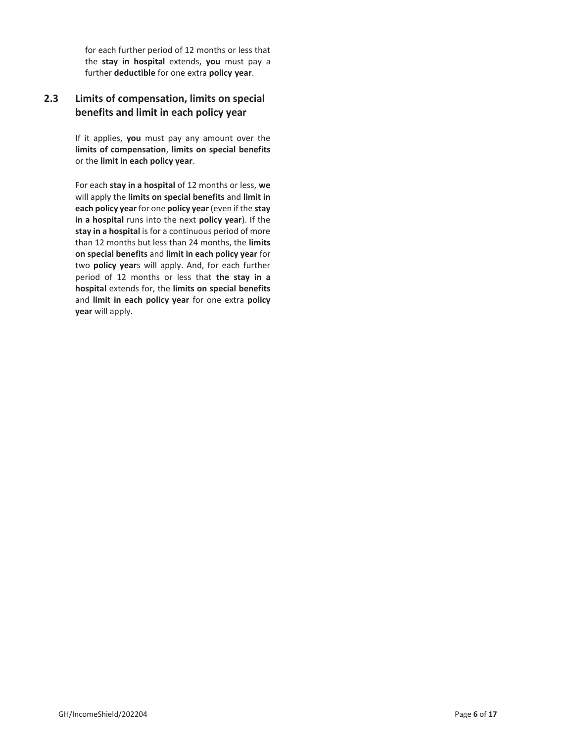for each further period of 12 months or less that the **stay in hospital** extends, **you** must pay a further **deductible** for one extra **policy year**.

## 2.3 Limits of compensation, limits on special benefits and limit in each policy year

If it applies, **you** must pay any amount over the **limits of compensation**, **limits on special benefits** or the **limit in each policy year**.

For each **stay in a hospital** of 12 months or less, **we** will apply the **limits on special benefits** and **limit in each policy year** for one **policy year** (even if the **stay in a hospital** runs into the next **policy year**). If the **stay in a hospital** is for a continuous period of more than 12 months but less than 24 months, the **limits on special benefits** and **limit in each policy year** for two **policy year**s will apply. And, for each further period of 12 months or less that **the stay in a hospital** extends for, the **limits on special benefits** and **limit in each policy year** for one extra **policy year** will apply.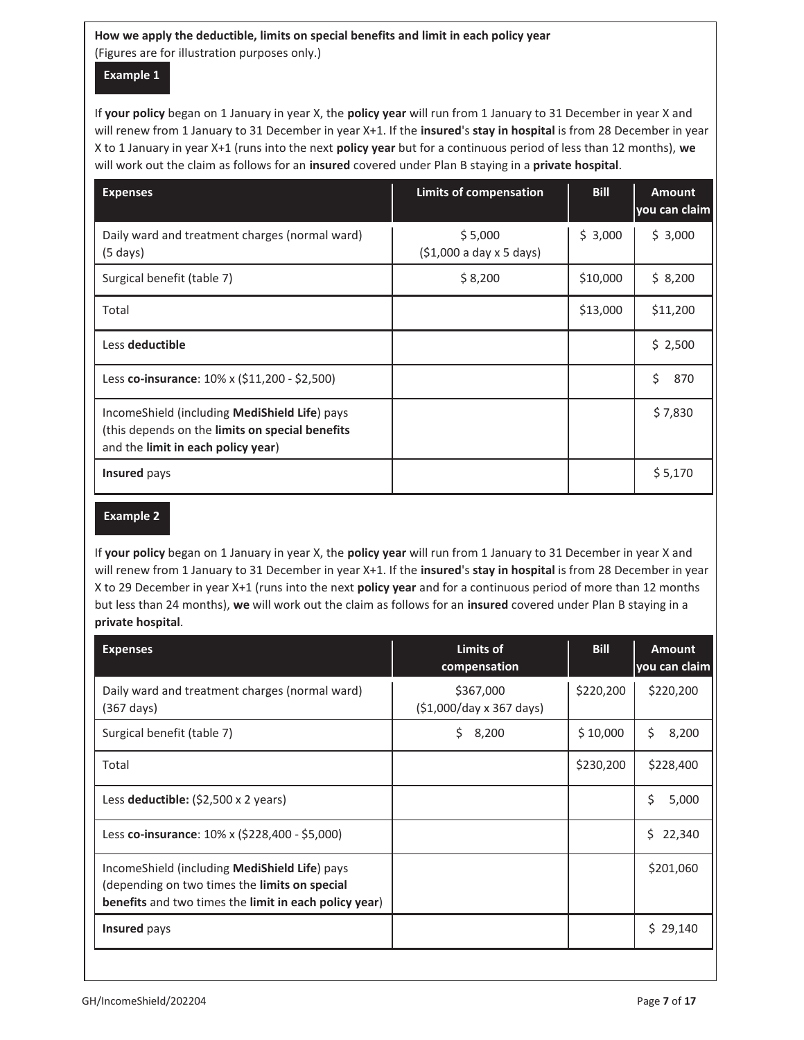**How we apply the deductible, limits on special benefits and limit in each policy year**
(Figures are for illustration purposes only.)

**Example 1**

If **your policy** began on 1 January in year X, the **policy year** will run from 1 January to 31 December in year X and will renew from 1 January to 31 December in year X+1. If the **insured**'s **stay in hospital** is from 28 December in year X to 1 January in year X+1 (runs into the next **policy year** but for a continuous period of less than 12 months), **we** will work out the claim as follows for an **insured** covered under Plan B staying in a **private hospital**.

| Expenses | Limits of compensation | Bill | Amount you can claim |
|---|---|---|---|
| Daily ward and treatment charges (normal ward) (5 days) | $ 5,000 ($1,000 a day x 5 days) | $ 3,000 | $ 3,000 |
| Surgical benefit (table 7) | $ 8,200 | $10,000 | $ 8,200 |
| Total | | $13,000 | $11,200 |
| Less **deductible** | | | $ 2,500 |
| Less **co-insurance**: 10% x ($11,200 - $2,500) | | | $ 870 |
| IncomeShield (including **MediShield Life**) pays (this depends on the **limits on special benefits** and the **limit in each policy year**) | | | $ 7,830 |
| **Insured** pays | | | $ 5,170 |

**Example 2**

If **your policy** began on 1 January in year X, the **policy year** will run from 1 January to 31 December in year X and will renew from 1 January to 31 December in year X+1. If the **insured**'s **stay in hospital** is from 28 December in year X to 29 December in year X+1 (runs into the next **policy year** and for a continuous period of more than 12 months but less than 24 months), **we** will work out the claim as follows for an **insured** covered under Plan B staying in a **private hospital**.

| Expenses | Limits of compensation | Bill | Amount you can claim |
|---|---|---|---|
| Daily ward and treatment charges (normal ward) (367 days) | $367,000 ($1,000/day x 367 days) | $220,200 | $220,200 |
| Surgical benefit (table 7) | $ 8,200 | $ 10,000 | $ 8,200 |
| Total | | $230,200 | $228,400 |
| Less **deductible:** ($2,500 x 2 years) | | | $ 5,000 |
| Less **co-insurance**: 10% x ($228,400 - $5,000) | | | $ 22,340 |
| IncomeShield (including **MediShield Life**) pays (depending on two times the **limits on special benefits** and two times the **limit in each policy year**) | | | $201,060 |
| **Insured** pays | | | $ 29,140 |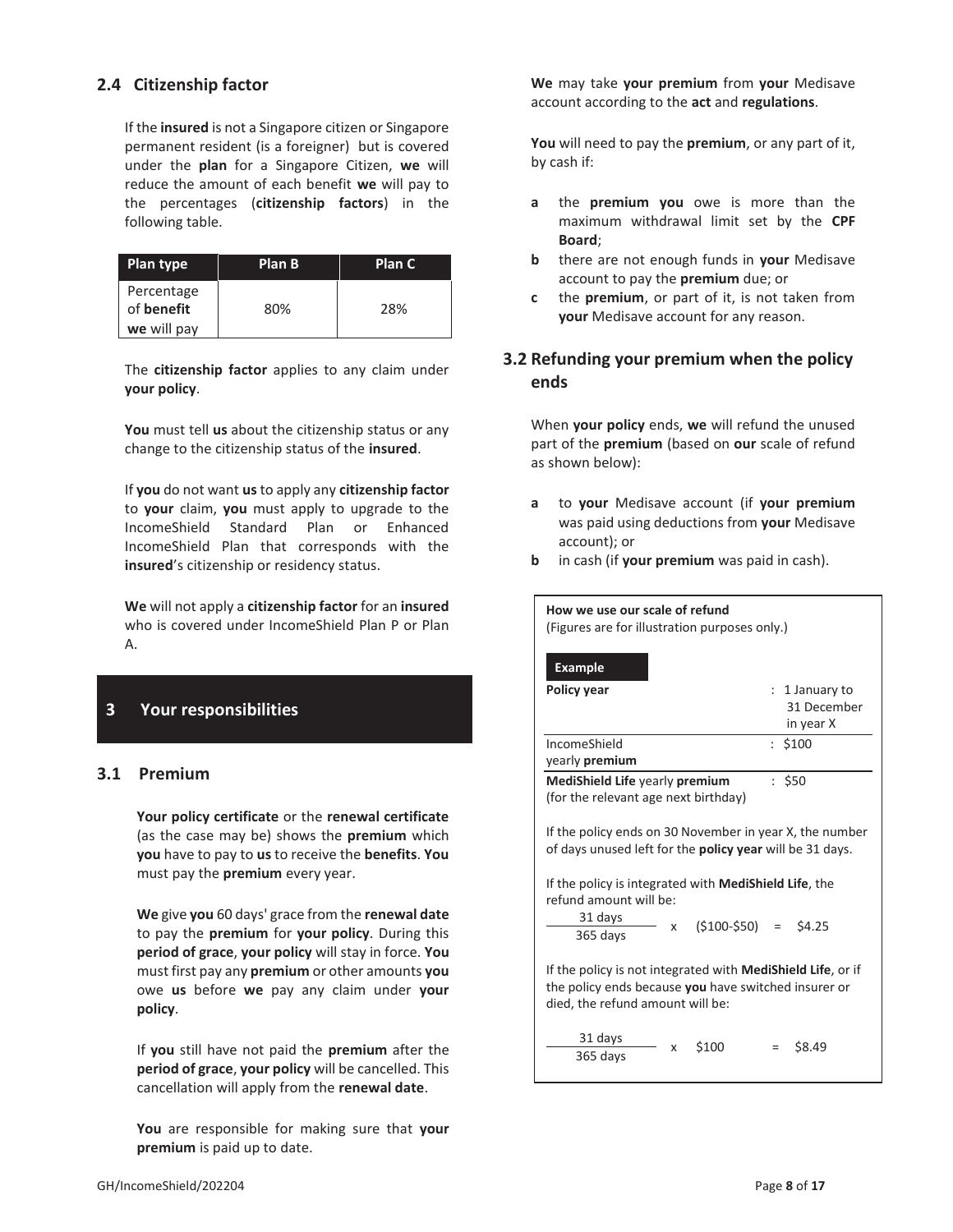## 2.4 Citizenship factor

If the **insured** is not a Singapore citizen or Singapore permanent resident (is a foreigner) but is covered under the **plan** for a Singapore Citizen, **we** will reduce the amount of each benefit **we** will pay to the percentages (**citizenship factors**) in the following table.

| Plan type | Plan B | Plan C |
|---|---|---|
| Percentage of **benefit** **we** will pay | 80% | 28% |

The **citizenship factor** applies to any claim under **your policy**.

**You** must tell **us** about the citizenship status or any change to the citizenship status of the **insured**.

If **you** do not want **us** to apply any **citizenship factor** to **your** claim, **you** must apply to upgrade to the IncomeShield Standard Plan or Enhanced IncomeShield Plan that corresponds with the **insured**'s citizenship or residency status.

**We** will not apply a **citizenship factor** for an **insured** who is covered under IncomeShield Plan P or Plan A.

# 3 Your responsibilities

## 3.1 Premium

**Your policy certificate** or the **renewal certificate** (as the case may be) shows the **premium** which **you** have to pay to **us** to receive the **benefits**. **You** must pay the **premium** every year.

**We** give **you** 60 days' grace from the **renewal date** to pay the **premium** for **your policy**. During this **period of grace**, **your policy** will stay in force. **You** must first pay any **premium** or other amounts **you** owe **us** before **we** pay any claim under **your policy**.

If **you** still have not paid the **premium** after the **period of grace**, **your policy** will be cancelled. This cancellation will apply from the **renewal date**.

**You** are responsible for making sure that **your premium** is paid up to date.

**We** may take **your premium** from **your** Medisave account according to the **act** and **regulations**.

**You** will need to pay the **premium**, or any part of it, by cash if:

- **a** the **premium you** owe is more than the maximum withdrawal limit set by the **CPF Board**;
- **b** there are not enough funds in **your** Medisave account to pay the **premium** due; or
- **c** the **premium**, or part of it, is not taken from **your** Medisave account for any reason.

## 3.2 Refunding your premium when the policy ends

When **your policy** ends, **we** will refund the unused part of the **premium** (based on **our** scale of refund as shown below):

- **a** to **your** Medisave account (if **your premium** was paid using deductions from **your** Medisave account); or
- **b** in cash (if **your premium** was paid in cash).

**How we use our scale of refund**
(Figures are for illustration purposes only.)

**Example**

| | |
|---|---|
| **Policy year** | : 1 January to 31 December in year X |
| IncomeShield yearly **premium** | : $100 |
| **MediShield Life** yearly **premium** (for the relevant age next birthday) | : $50 |

If the policy ends on 30 November in year X, the number of days unused left for the **policy year** will be 31 days.

If the policy is integrated with **MediShield Life**, the refund amount will be:

$$\frac{31 \text{ days}}{365 \text{ days}} \times (\$100 - \$50) = \$4.25$$

If the policy is not integrated with **MediShield Life**, or if the policy ends because **you** have switched insurer or died, the refund amount will be:

$$\frac{31 \text{ days}}{365 \text{ days}} \times \$100 = \$8.49$$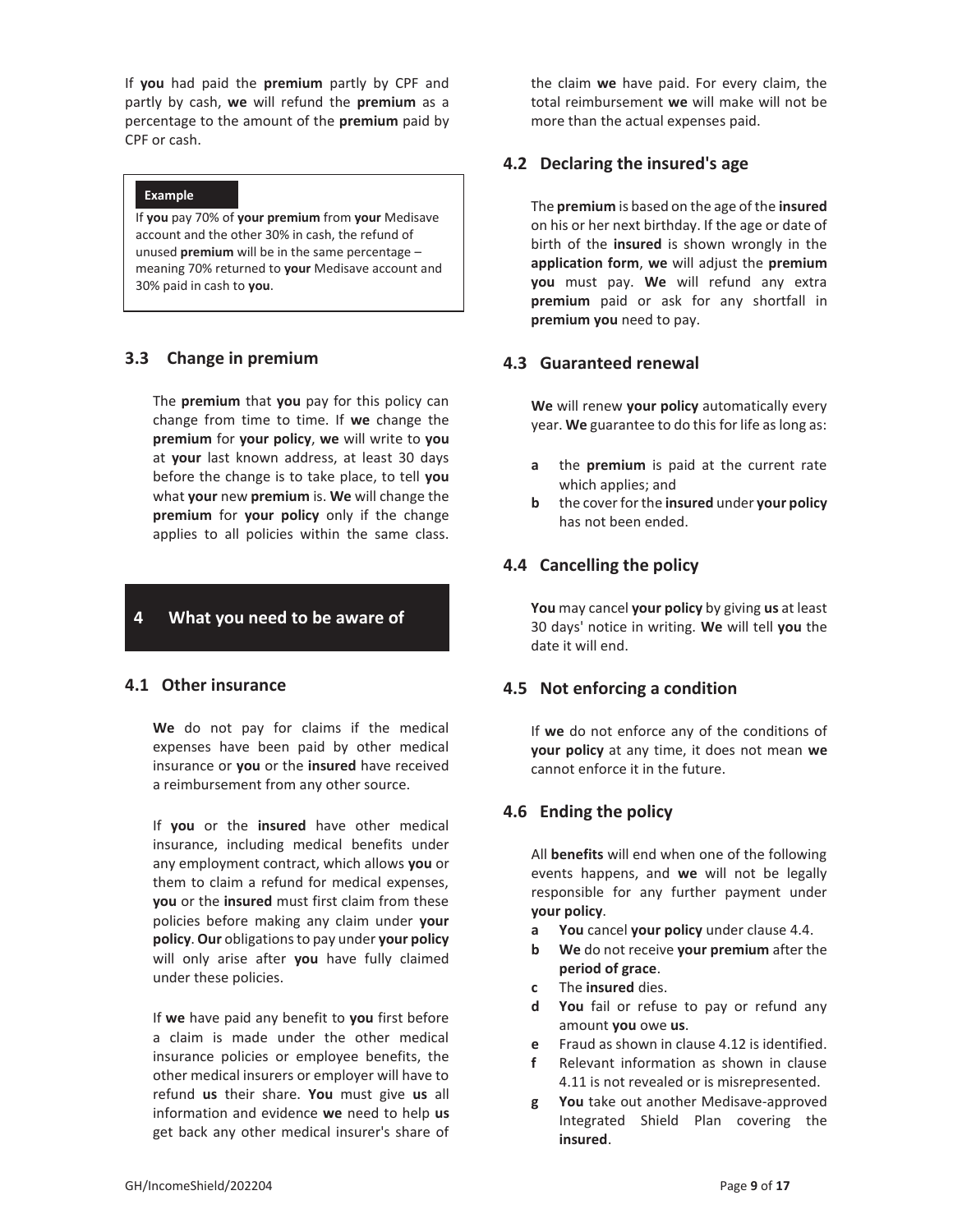If **you** had paid the **premium** partly by CPF and partly by cash, **we** will refund the **premium** as a percentage to the amount of the **premium** paid by CPF or cash.

**Example**

If **you** pay 70% of **your premium** from **your** Medisave account and the other 30% in cash, the refund of unused **premium** will be in the same percentage – meaning 70% returned to **your** Medisave account and 30% paid in cash to **you**.

## 3.3 Change in premium

The **premium** that **you** pay for this policy can change from time to time. If **we** change the **premium** for **your policy**, **we** will write to **you** at **your** last known address, at least 30 days before the change is to take place, to tell **you** what **your** new **premium** is. **We** will change the **premium** for **your policy** only if the change applies to all policies within the same class.

# 4 What you need to be aware of

## 4.1 Other insurance

**We** do not pay for claims if the medical expenses have been paid by other medical insurance or **you** or the **insured** have received a reimbursement from any other source.

If **you** or the **insured** have other medical insurance, including medical benefits under any employment contract, which allows **you** or them to claim a refund for medical expenses, **you** or the **insured** must first claim from these policies before making any claim under **your policy**. **Our** obligations to pay under **your policy** will only arise after **you** have fully claimed under these policies.

If **we** have paid any benefit to **you** first before a claim is made under the other medical insurance policies or employee benefits, the other medical insurers or employer will have to refund **us** their share. **You** must give **us** all information and evidence **we** need to help **us** get back any other medical insurer's share of the claim **we** have paid. For every claim, the total reimbursement **we** will make will not be more than the actual expenses paid.

## 4.2 Declaring the insured's age

The **premium** is based on the age of the **insured** on his or her next birthday. If the age or date of birth of the **insured** is shown wrongly in the **application form**, **we** will adjust the **premium you** must pay. **We** will refund any extra **premium** paid or ask for any shortfall in **premium you** need to pay.

## 4.3 Guaranteed renewal

**We** will renew **your policy** automatically every year. **We** guarantee to do this for life as long as:

- **a** the **premium** is paid at the current rate which applies; and
- **b** the cover for the **insured** under **your policy** has not been ended.

## 4.4 Cancelling the policy

**You** may cancel **your policy** by giving **us** at least 30 days' notice in writing. **We** will tell **you** the date it will end.

## 4.5 Not enforcing a condition

If **we** do not enforce any of the conditions of **your policy** at any time, it does not mean **we** cannot enforce it in the future.

## 4.6 Ending the policy

All **benefits** will end when one of the following events happens, and **we** will not be legally responsible for any further payment under **your policy**.

- **a** **You** cancel **your policy** under clause 4.4.
- **b** **We** do not receive **your premium** after the **period of grace**.
- **c** The **insured** dies.
- **d** **You** fail or refuse to pay or refund any amount **you** owe **us**.
- **e** Fraud as shown in clause 4.12 is identified.
- **f** Relevant information as shown in clause 4.11 is not revealed or is misrepresented.
- **g** **You** take out another Medisave-approved Integrated Shield Plan covering the **insured**.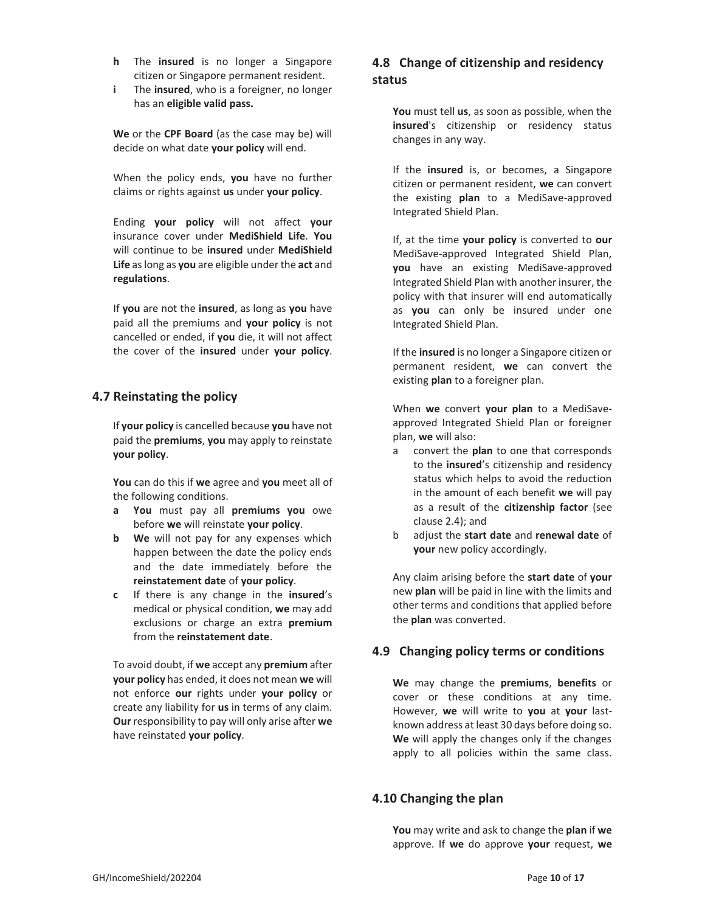**h** The **insured** is no longer a Singapore citizen or Singapore permanent resident.

**i** The **insured**, who is a foreigner, no longer has an **eligible valid pass.**

**We** or the **CPF Board** (as the case may be) will decide on what date **your policy** will end.

When the policy ends, **you** have no further claims or rights against **us** under **your policy**.

Ending **your policy** will not affect **your** insurance cover under **MediShield Life**. **You** will continue to be **insured** under **MediShield Life** as long as **you** are eligible under the **act** and **regulations**.

If **you** are not the **insured**, as long as **you** have paid all the premiums and **your policy** is not cancelled or ended, if **you** die, it will not affect the cover of the **insured** under **your policy**.

## 4.7 Reinstating the policy

If **your policy** is cancelled because **you** have not paid the **premiums**, **you** may apply to reinstate **your policy**.

**You** can do this if **we** agree and **you** meet all of the following conditions.

**a** **You** must pay all **premiums** **you** owe before **we** will reinstate **your policy**.

**b** **We** will not pay for any expenses which happen between the date the policy ends and the date immediately before the **reinstatement date** of **your policy**.

**c** If there is any change in the **insured**'s medical or physical condition, **we** may add exclusions or charge an extra **premium** from the **reinstatement date**.

To avoid doubt, if **we** accept any **premium** after **your policy** has ended, it does not mean **we** will not enforce **our** rights under **your policy** or create any liability for **us** in terms of any claim. **Our** responsibility to pay will only arise after **we** have reinstated **your policy**.

## 4.8 Change of citizenship and residency status

**You** must tell **us**, as soon as possible, when the **insured**'s citizenship or residency status changes in any way.

If the **insured** is, or becomes, a Singapore citizen or permanent resident, **we** can convert the existing **plan** to a MediSave-approved Integrated Shield Plan.

If, at the time **your policy** is converted to **our** MediSave-approved Integrated Shield Plan, **you** have an existing MediSave-approved Integrated Shield Plan with another insurer, the policy with that insurer will end automatically as **you** can only be insured under one Integrated Shield Plan.

If the **insured** is no longer a Singapore citizen or permanent resident, **we** can convert the existing **plan** to a foreigner plan.

When **we** convert **your plan** to a MediSave-approved Integrated Shield Plan or foreigner plan, **we** will also:

a convert the **plan** to one that corresponds to the **insured**'s citizenship and residency status which helps to avoid the reduction in the amount of each benefit **we** will pay as a result of the **citizenship factor** (see clause 2.4); and

b adjust the **start date** and **renewal date** of **your** new policy accordingly.

Any claim arising before the **start date** of **your** new **plan** will be paid in line with the limits and other terms and conditions that applied before the **plan** was converted.

## 4.9 Changing policy terms or conditions

**We** may change the **premiums**, **benefits** or cover or these conditions at any time. However, **we** will write to **you** at **your** last-known address at least 30 days before doing so. **We** will apply the changes only if the changes apply to all policies within the same class.

## 4.10 Changing the plan

**You** may write and ask to change the **plan** if **we** approve. If **we** do approve **your** request, **we**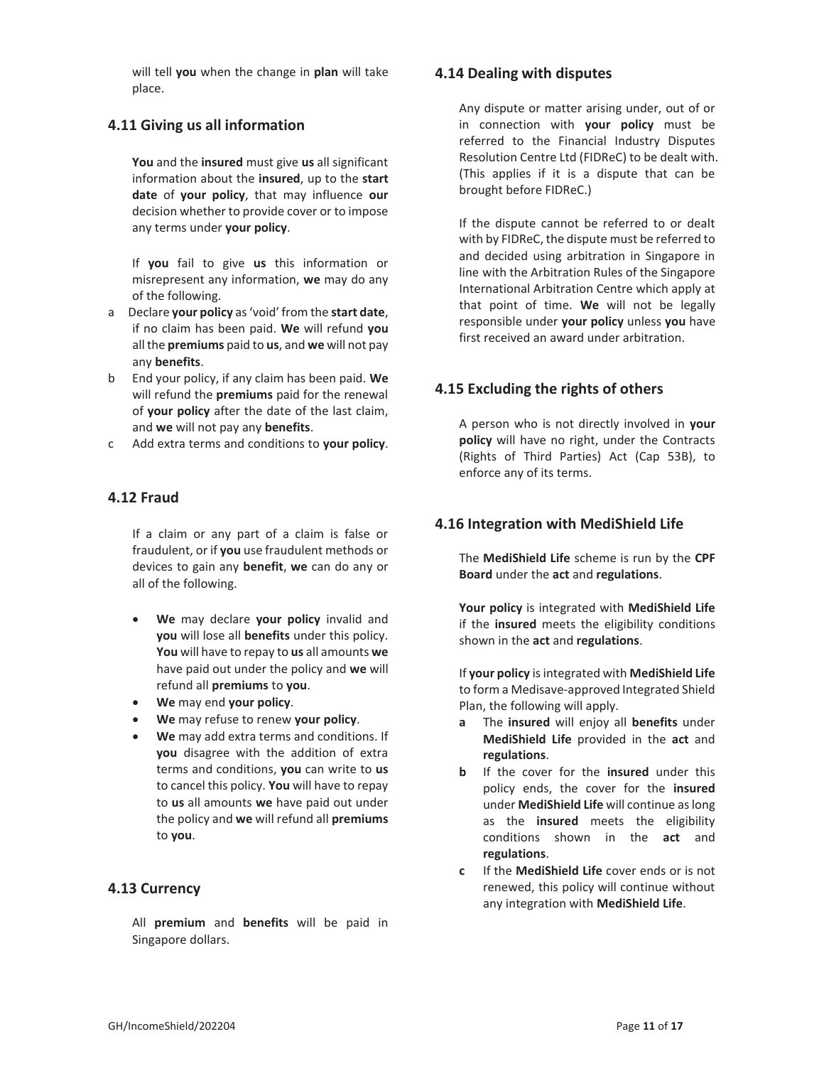will tell **you** when the change in **plan** will take place.

## 4.11 Giving us all information

**You** and the **insured** must give **us** all significant information about the **insured**, up to the **start date** of **your policy**, that may influence **our** decision whether to provide cover or to impose any terms under **your policy**.

If **you** fail to give **us** this information or misrepresent any information, **we** may do any of the following.

a Declare **your policy** as 'void' from the **start date**, if no claim has been paid. **We** will refund **you** all the **premiums** paid to **us**, and **we** will not pay any **benefits**.

b End your policy, if any claim has been paid. **We** will refund the **premiums** paid for the renewal of **your policy** after the date of the last claim, and **we** will not pay any **benefits**.

c Add extra terms and conditions to **your policy**.

## 4.12 Fraud

If a claim or any part of a claim is false or fraudulent, or if **you** use fraudulent methods or devices to gain any **benefit**, **we** can do any or all of the following.

- **We** may declare **your policy** invalid and **you** will lose all **benefits** under this policy. **You** will have to repay to **us** all amounts **we** have paid out under the policy and **we** will refund all **premiums** to **you**.
- **We** may end **your policy**.
- **We** may refuse to renew **your policy**.
- **We** may add extra terms and conditions. If **you** disagree with the addition of extra terms and conditions, **you** can write to **us** to cancel this policy. **You** will have to repay to **us** all amounts **we** have paid out under the policy and **we** will refund all **premiums** to **you**.

## 4.13 Currency

All **premium** and **benefits** will be paid in Singapore dollars.

## 4.14 Dealing with disputes

Any dispute or matter arising under, out of or in connection with **your policy** must be referred to the Financial Industry Disputes Resolution Centre Ltd (FIDReC) to be dealt with. (This applies if it is a dispute that can be brought before FIDReC.)

If the dispute cannot be referred to or dealt with by FIDReC, the dispute must be referred to and decided using arbitration in Singapore in line with the Arbitration Rules of the Singapore International Arbitration Centre which apply at that point of time. **We** will not be legally responsible under **your policy** unless **you** have first received an award under arbitration.

## 4.15 Excluding the rights of others

A person who is not directly involved in **your policy** will have no right, under the Contracts (Rights of Third Parties) Act (Cap 53B), to enforce any of its terms.

## 4.16 Integration with MediShield Life

The **MediShield Life** scheme is run by the **CPF Board** under the **act** and **regulations**.

**Your policy** is integrated with **MediShield Life** if the **insured** meets the eligibility conditions shown in the **act** and **regulations**.

If **your policy** is integrated with **MediShield Life** to form a Medisave-approved Integrated Shield Plan, the following will apply.

**a** The **insured** will enjoy all **benefits** under **MediShield Life** provided in the **act** and **regulations**.

**b** If the cover for the **insured** under this policy ends, the cover for the **insured** under **MediShield Life** will continue as long as the **insured** meets the eligibility conditions shown in the **act** and **regulations**.

**c** If the **MediShield Life** cover ends or is not renewed, this policy will continue without any integration with **MediShield Life**.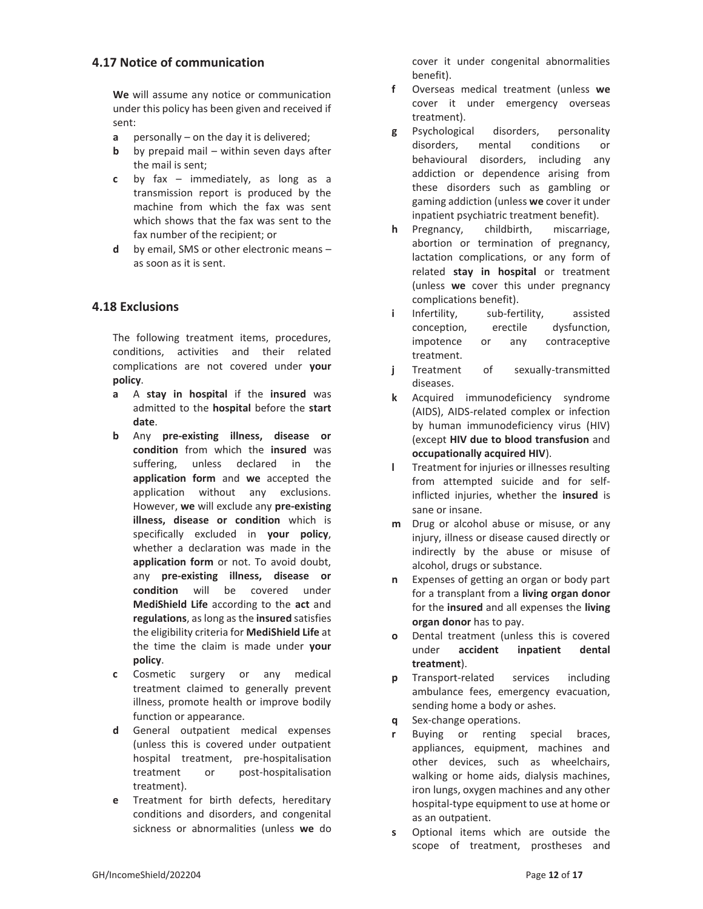## 4.17 Notice of communication

**We** will assume any notice or communication under this policy has been given and received if sent:

- **a** personally – on the day it is delivered;
- **b** by prepaid mail – within seven days after the mail is sent;
- **c** by fax – immediately, as long as a transmission report is produced by the machine from which the fax was sent which shows that the fax was sent to the fax number of the recipient; or
- **d** by email, SMS or other electronic means – as soon as it is sent.

## 4.18 Exclusions

The following treatment items, procedures, conditions, activities and their related complications are not covered under **your policy**.

- **a** A **stay in hospital** if the **insured** was admitted to the **hospital** before the **start date**.
- **b** Any **pre-existing illness, disease or condition** from which the **insured** was suffering, unless declared in the **application form** and **we** accepted the application without any exclusions. However, **we** will exclude any **pre-existing illness, disease or condition** which is specifically excluded in **your policy**, whether a declaration was made in the **application form** or not. To avoid doubt, any **pre-existing illness, disease or condition** will be covered under **MediShield Life** according to the **act** and **regulations**, as long as the **insured** satisfies the eligibility criteria for **MediShield Life** at the time the claim is made under **your policy**.
- **c** Cosmetic surgery or any medical treatment claimed to generally prevent illness, promote health or improve bodily function or appearance.
- **d** General outpatient medical expenses (unless this is covered under outpatient hospital treatment, pre-hospitalisation treatment or post-hospitalisation treatment).
- **e** Treatment for birth defects, hereditary conditions and disorders, and congenital sickness or abnormalities (unless **we** do cover it under congenital abnormalities benefit).
- **f** Overseas medical treatment (unless **we** cover it under emergency overseas treatment).
- **g** Psychological disorders, personality disorders, mental conditions or behavioural disorders, including any addiction or dependence arising from these disorders such as gambling or gaming addiction (unless **we** cover it under inpatient psychiatric treatment benefit).
- **h** Pregnancy, childbirth, miscarriage, abortion or termination of pregnancy, lactation complications, or any form of related **stay in hospital** or treatment (unless **we** cover this under pregnancy complications benefit).
- **i** Infertility, sub-fertility, assisted conception, erectile dysfunction, impotence or any contraceptive treatment.
- **j** Treatment of sexually-transmitted diseases.
- **k** Acquired immunodeficiency syndrome (AIDS), AIDS-related complex or infection by human immunodeficiency virus (HIV) (except **HIV due to blood transfusion** and **occupationally acquired HIV**).
- **l** Treatment for injuries or illnesses resulting from attempted suicide and for self-inflicted injuries, whether the **insured** is sane or insane.
- **m** Drug or alcohol abuse or misuse, or any injury, illness or disease caused directly or indirectly by the abuse or misuse of alcohol, drugs or substance.
- **n** Expenses of getting an organ or body part for a transplant from a **living organ donor** for the **insured** and all expenses the **living organ donor** has to pay.
- **o** Dental treatment (unless this is covered under **accident inpatient dental treatment**).
- **p** Transport-related services including ambulance fees, emergency evacuation, sending home a body or ashes.
- **q** Sex-change operations.
- **r** Buying or renting special braces, appliances, equipment, machines and other devices, such as wheelchairs, walking or home aids, dialysis machines, iron lungs, oxygen machines and any other hospital-type equipment to use at home or as an outpatient.
- **s** Optional items which are outside the scope of treatment, prostheses and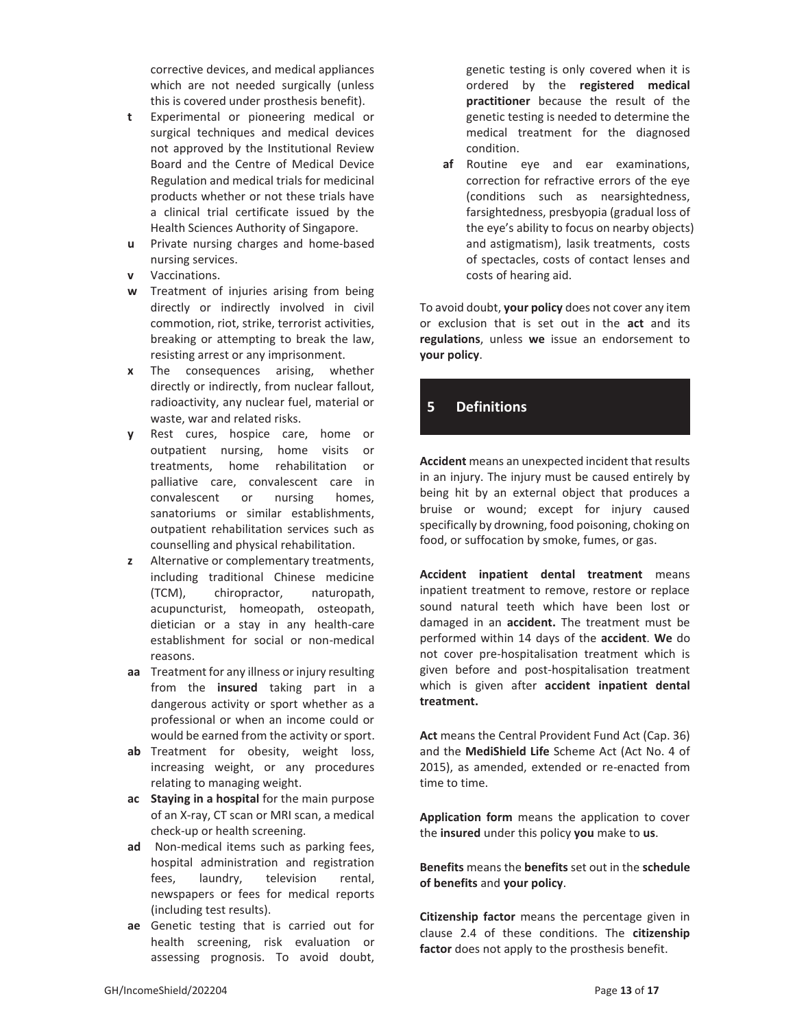corrective devices, and medical appliances which are not needed surgically (unless this is covered under prosthesis benefit).

- **t** Experimental or pioneering medical or surgical techniques and medical devices not approved by the Institutional Review Board and the Centre of Medical Device Regulation and medical trials for medicinal products whether or not these trials have a clinical trial certificate issued by the Health Sciences Authority of Singapore.
- **u** Private nursing charges and home-based nursing services.
- **v** Vaccinations.
- **w** Treatment of injuries arising from being directly or indirectly involved in civil commotion, riot, strike, terrorist activities, breaking or attempting to break the law, resisting arrest or any imprisonment.
- **x** The consequences arising, whether directly or indirectly, from nuclear fallout, radioactivity, any nuclear fuel, material or waste, war and related risks.
- **y** Rest cures, hospice care, home or outpatient nursing, home visits or treatments, home rehabilitation or palliative care, convalescent care in convalescent or nursing homes, sanatoriums or similar establishments, outpatient rehabilitation services such as counselling and physical rehabilitation.
- **z** Alternative or complementary treatments, including traditional Chinese medicine (TCM), chiropractor, naturopath, acupuncturist, homeopath, osteopath, dietician or a stay in any health-care establishment for social or non-medical reasons.
- **aa** Treatment for any illness or injury resulting from the **insured** taking part in a dangerous activity or sport whether as a professional or when an income could or would be earned from the activity or sport.
- **ab** Treatment for obesity, weight loss, increasing weight, or any procedures relating to managing weight.
- **ac** **Staying in a hospital** for the main purpose of an X-ray, CT scan or MRI scan, a medical check-up or health screening.
- **ad** Non-medical items such as parking fees, hospital administration and registration fees, laundry, television rental, newspapers or fees for medical reports (including test results).
- **ae** Genetic testing that is carried out for health screening, risk evaluation or assessing prognosis. To avoid doubt, genetic testing is only covered when it is ordered by the **registered medical practitioner** because the result of the genetic testing is needed to determine the medical treatment for the diagnosed condition.
- **af** Routine eye and ear examinations, correction for refractive errors of the eye (conditions such as nearsightedness, farsightedness, presbyopia (gradual loss of the eye's ability to focus on nearby objects) and astigmatism), lasik treatments, costs of spectacles, costs of contact lenses and costs of hearing aid.

To avoid doubt, **your policy** does not cover any item or exclusion that is set out in the **act** and its **regulations**, unless **we** issue an endorsement to **your policy**.

## 5 Definitions

**Accident** means an unexpected incident that results in an injury. The injury must be caused entirely by being hit by an external object that produces a bruise or wound; except for injury caused specifically by drowning, food poisoning, choking on food, or suffocation by smoke, fumes, or gas.

**Accident inpatient dental treatment** means inpatient treatment to remove, restore or replace sound natural teeth which have been lost or damaged in an **accident.** The treatment must be performed within 14 days of the **accident**. **We** do not cover pre-hospitalisation treatment which is given before and post-hospitalisation treatment which is given after **accident inpatient dental treatment.**

**Act** means the Central Provident Fund Act (Cap. 36) and the **MediShield Life** Scheme Act (Act No. 4 of 2015), as amended, extended or re-enacted from time to time.

**Application form** means the application to cover the **insured** under this policy **you** make to **us**.

**Benefits** means the **benefits** set out in the **schedule of benefits** and **your policy**.

**Citizenship factor** means the percentage given in clause 2.4 of these conditions. The **citizenship factor** does not apply to the prosthesis benefit.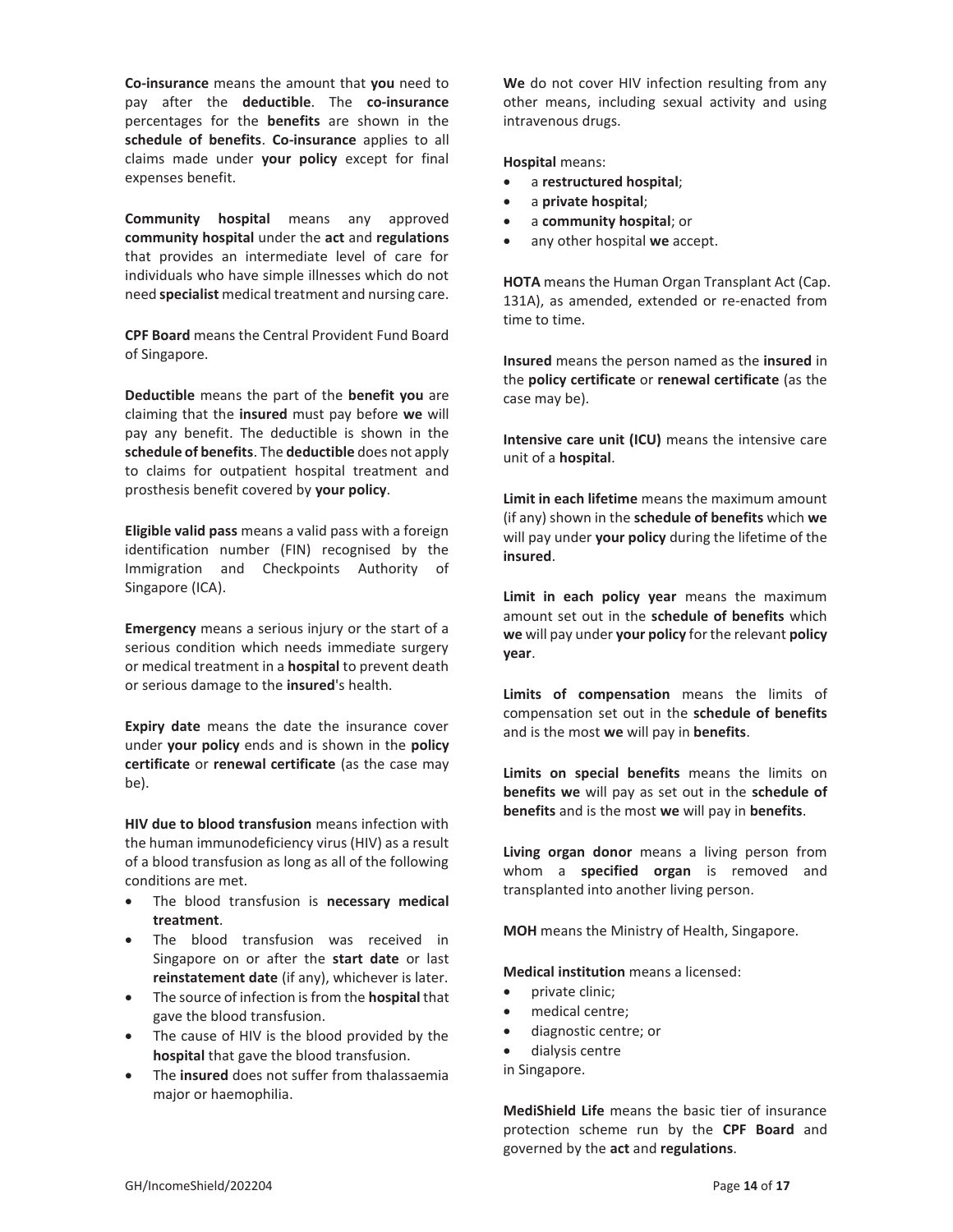**Co-insurance** means the amount that **you** need to pay after the **deductible**. The **co-insurance** percentages for the **benefits** are shown in the **schedule of benefits**. **Co-insurance** applies to all claims made under **your policy** except for final expenses benefit.

**Community hospital** means any approved **community hospital** under the **act** and **regulations** that provides an intermediate level of care for individuals who have simple illnesses which do not need **specialist** medical treatment and nursing care.

**CPF Board** means the Central Provident Fund Board of Singapore.

**Deductible** means the part of the **benefit you** are claiming that the **insured** must pay before **we** will pay any benefit. The deductible is shown in the **schedule of benefits**. The **deductible** does not apply to claims for outpatient hospital treatment and prosthesis benefit covered by **your policy**.

**Eligible valid pass** means a valid pass with a foreign identification number (FIN) recognised by the Immigration and Checkpoints Authority of Singapore (ICA).

**Emergency** means a serious injury or the start of a serious condition which needs immediate surgery or medical treatment in a **hospital** to prevent death or serious damage to the **insured**'s health.

**Expiry date** means the date the insurance cover under **your policy** ends and is shown in the **policy certificate** or **renewal certificate** (as the case may be).

**HIV due to blood transfusion** means infection with the human immunodeficiency virus (HIV) as a result of a blood transfusion as long as all of the following conditions are met.

- The blood transfusion is **necessary medical treatment**.
- The blood transfusion was received in Singapore on or after the **start date** or last **reinstatement date** (if any), whichever is later.
- The source of infection is from the **hospital** that gave the blood transfusion.
- The cause of HIV is the blood provided by the **hospital** that gave the blood transfusion.
- The **insured** does not suffer from thalassaemia major or haemophilia.

**We** do not cover HIV infection resulting from any other means, including sexual activity and using intravenous drugs.

**Hospital** means:

- a **restructured hospital**;
- a **private hospital**;
- a **community hospital**; or
- any other hospital **we** accept.

**HOTA** means the Human Organ Transplant Act (Cap. 131A), as amended, extended or re-enacted from time to time.

**Insured** means the person named as the **insured** in the **policy certificate** or **renewal certificate** (as the case may be).

**Intensive care unit (ICU)** means the intensive care unit of a **hospital**.

**Limit in each lifetime** means the maximum amount (if any) shown in the **schedule of benefits** which **we** will pay under **your policy** during the lifetime of the **insured**.

**Limit in each policy year** means the maximum amount set out in the **schedule of benefits** which **we** will pay under **your policy** for the relevant **policy year**.

**Limits of compensation** means the limits of compensation set out in the **schedule of benefits** and is the most **we** will pay in **benefits**.

**Limits on special benefits** means the limits on **benefits we** will pay as set out in the **schedule of benefits** and is the most **we** will pay in **benefits**.

**Living organ donor** means a living person from whom a **specified organ** is removed and transplanted into another living person.

**MOH** means the Ministry of Health, Singapore.

**Medical institution** means a licensed:

- private clinic;
- medical centre;
- diagnostic centre; or
- dialysis centre

in Singapore.

**MediShield Life** means the basic tier of insurance protection scheme run by the **CPF Board** and governed by the **act** and **regulations**.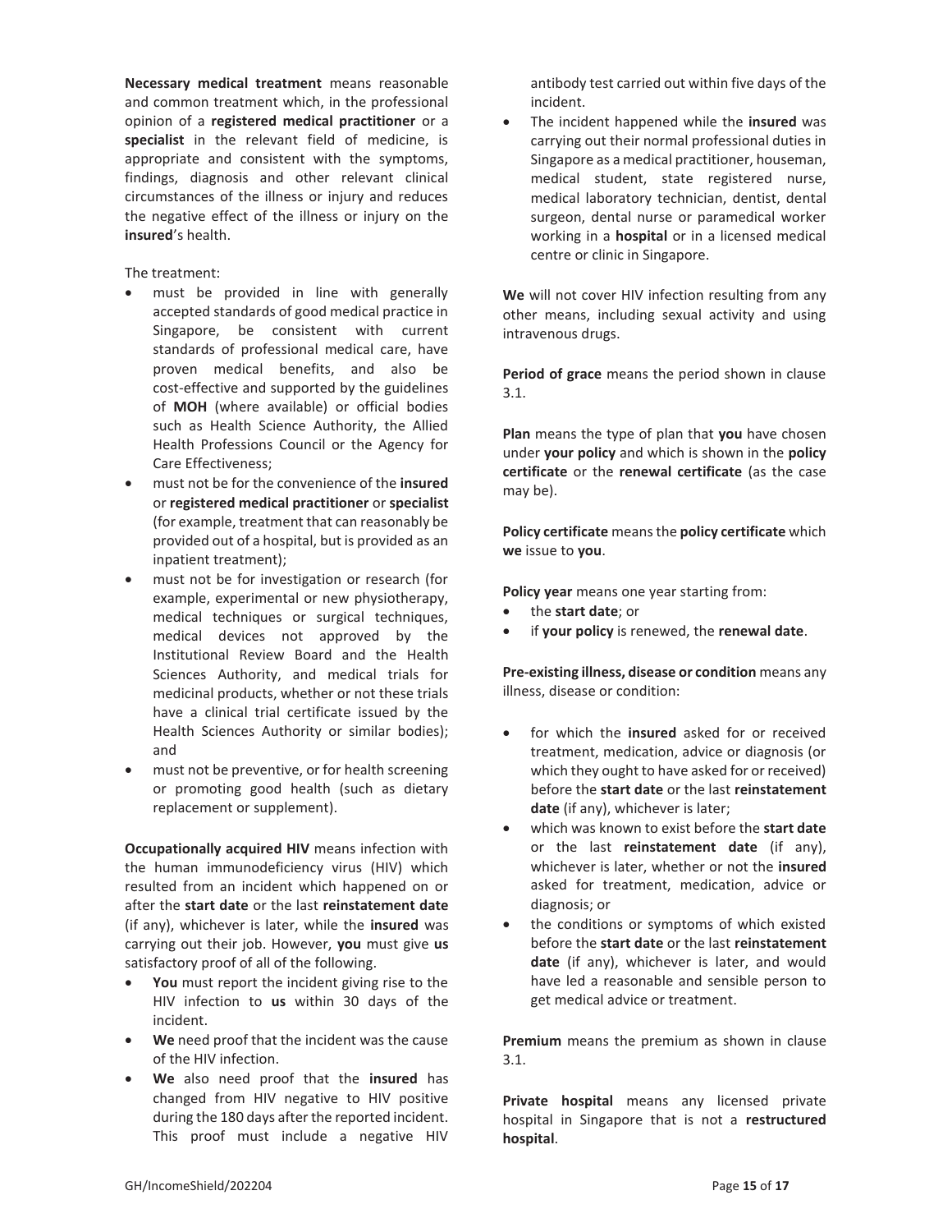**Necessary medical treatment** means reasonable and common treatment which, in the professional opinion of a **registered medical practitioner** or a **specialist** in the relevant field of medicine, is appropriate and consistent with the symptoms, findings, diagnosis and other relevant clinical circumstances of the illness or injury and reduces the negative effect of the illness or injury on the **insured**'s health.

The treatment:

- must be provided in line with generally accepted standards of good medical practice in Singapore, be consistent with current standards of professional medical care, have proven medical benefits, and also be cost-effective and supported by the guidelines of **MOH** (where available) or official bodies such as Health Science Authority, the Allied Health Professions Council or the Agency for Care Effectiveness;
- must not be for the convenience of the **insured** or **registered medical practitioner** or **specialist** (for example, treatment that can reasonably be provided out of a hospital, but is provided as an inpatient treatment);
- must not be for investigation or research (for example, experimental or new physiotherapy, medical techniques or surgical techniques, medical devices not approved by the Institutional Review Board and the Health Sciences Authority, and medical trials for medicinal products, whether or not these trials have a clinical trial certificate issued by the Health Sciences Authority or similar bodies); and
- must not be preventive, or for health screening or promoting good health (such as dietary replacement or supplement).

**Occupationally acquired HIV** means infection with the human immunodeficiency virus (HIV) which resulted from an incident which happened on or after the **start date** or the last **reinstatement date** (if any), whichever is later, while the **insured** was carrying out their job. However, **you** must give **us** satisfactory proof of all of the following.

- **You** must report the incident giving rise to the HIV infection to **us** within 30 days of the incident.
- **We** need proof that the incident was the cause of the HIV infection.
- **We** also need proof that the **insured** has changed from HIV negative to HIV positive during the 180 days after the reported incident. This proof must include a negative HIV antibody test carried out within five days of the incident.
- The incident happened while the **insured** was carrying out their normal professional duties in Singapore as a medical practitioner, houseman, medical student, state registered nurse, medical laboratory technician, dentist, dental surgeon, dental nurse or paramedical worker working in a **hospital** or in a licensed medical centre or clinic in Singapore.

**We** will not cover HIV infection resulting from any other means, including sexual activity and using intravenous drugs.

**Period of grace** means the period shown in clause 3.1.

**Plan** means the type of plan that **you** have chosen under **your policy** and which is shown in the **policy certificate** or the **renewal certificate** (as the case may be).

**Policy certificate** means the **policy certificate** which **we** issue to **you**.

**Policy year** means one year starting from:

- the **start date**; or
- if **your policy** is renewed, the **renewal date**.

**Pre-existing illness, disease or condition** means any illness, disease or condition:

- for which the **insured** asked for or received treatment, medication, advice or diagnosis (or which they ought to have asked for or received) before the **start date** or the last **reinstatement date** (if any), whichever is later;
- which was known to exist before the **start date** or the last **reinstatement date** (if any), whichever is later, whether or not the **insured** asked for treatment, medication, advice or diagnosis; or
- the conditions or symptoms of which existed before the **start date** or the last **reinstatement date** (if any), whichever is later, and would have led a reasonable and sensible person to get medical advice or treatment.

**Premium** means the premium as shown in clause 3.1.

**Private hospital** means any licensed private hospital in Singapore that is not a **restructured hospital**.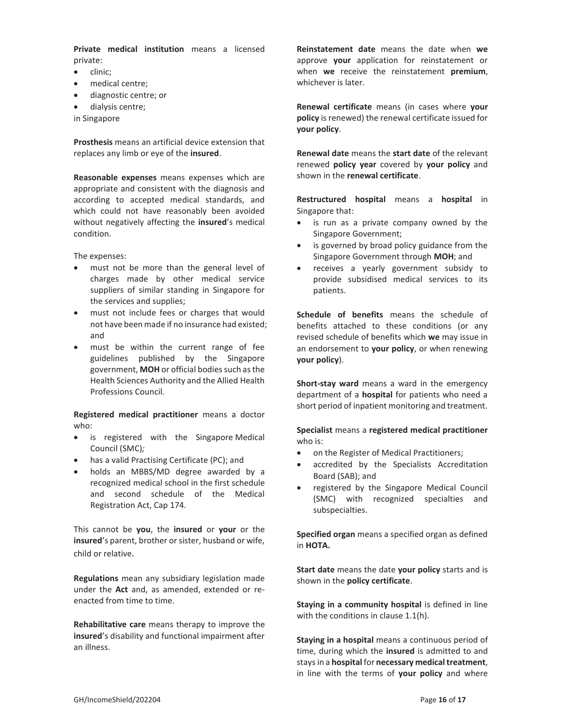**Private medical institution** means a licensed private:

- clinic;
- medical centre;
- diagnostic centre; or
- dialysis centre;

in Singapore

**Prosthesis** means an artificial device extension that replaces any limb or eye of the **insured**.

**Reasonable expenses** means expenses which are appropriate and consistent with the diagnosis and according to accepted medical standards, and which could not have reasonably been avoided without negatively affecting the **insured**'s medical condition.

The expenses:

- must not be more than the general level of charges made by other medical service suppliers of similar standing in Singapore for the services and supplies;
- must not include fees or charges that would not have been made if no insurance had existed; and
- must be within the current range of fee guidelines published by the Singapore government, **MOH** or official bodies such as the Health Sciences Authority and the Allied Health Professions Council.

**Registered medical practitioner** means a doctor who:

- is registered with the Singapore Medical Council (SMC)*;*
- has a valid Practising Certificate (PC); and
- holds an MBBS/MD degree awarded by a recognized medical school in the first schedule and second schedule of the Medical Registration Act, Cap 174.

This cannot be **you**, the **insured** or **your** or the **insured**'s parent, brother or sister, husband or wife, child or relative.

**Regulations** mean any subsidiary legislation made under the **Act** and, as amended, extended or re-enacted from time to time.

**Rehabilitative care** means therapy to improve the **insured**'s disability and functional impairment after an illness.

**Reinstatement date** means the date when **we** approve **your** application for reinstatement or when **we** receive the reinstatement **premium**, whichever is later.

**Renewal certificate** means (in cases where **your policy** is renewed) the renewal certificate issued for **your policy**.

**Renewal date** means the **start date** of the relevant renewed **policy year** covered by **your policy** and shown in the **renewal certificate**.

**Restructured hospital** means a **hospital** in Singapore that:

- is run as a private company owned by the Singapore Government;
- is governed by broad policy guidance from the Singapore Government through **MOH**; and
- receives a yearly government subsidy to provide subsidised medical services to its patients.

**Schedule of benefits** means the schedule of benefits attached to these conditions (or any revised schedule of benefits which **we** may issue in an endorsement to **your policy**, or when renewing **your policy**).

**Short-stay ward** means a ward in the emergency department of a **hospital** for patients who need a short period of inpatient monitoring and treatment.

**Specialist** means a **registered medical practitioner** who is:

- on the Register of Medical Practitioners;
- accredited by the Specialists Accreditation Board (SAB); and
- registered by the Singapore Medical Council (SMC) with recognized specialties and subspecialties.

**Specified organ** means a specified organ as defined in **HOTA.**

**Start date** means the date **your policy** starts and is shown in the **policy certificate**.

**Staying in a community hospital** is defined in line with the conditions in clause 1.1(h).

**Staying in a hospital** means a continuous period of time, during which the **insured** is admitted to and stays in a **hospital** for **necessary medical treatment**, in line with the terms of **your policy** and where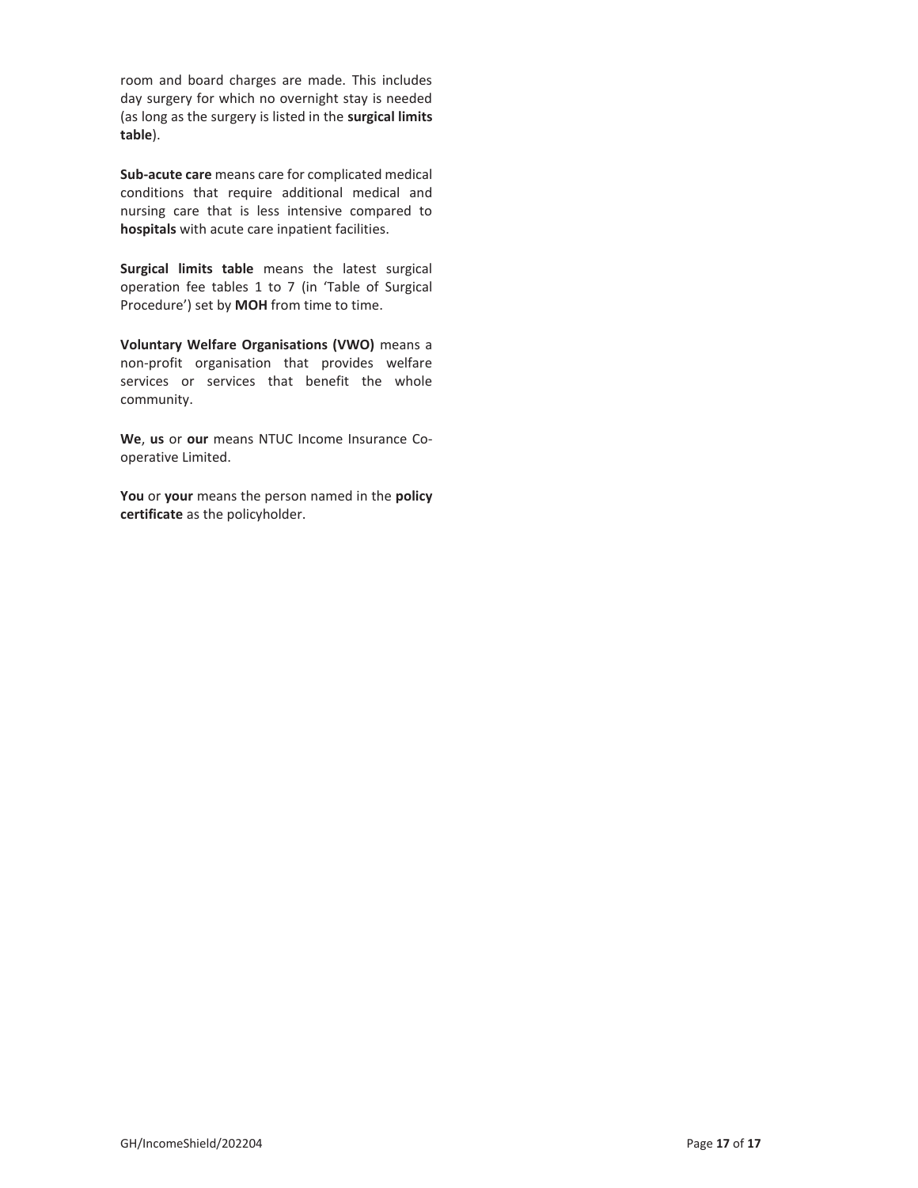room and board charges are made. This includes day surgery for which no overnight stay is needed (as long as the surgery is listed in the **surgical limits table**).

**Sub-acute care** means care for complicated medical conditions that require additional medical and nursing care that is less intensive compared to **hospitals** with acute care inpatient facilities.

**Surgical limits table** means the latest surgical operation fee tables 1 to 7 (in 'Table of Surgical Procedure') set by **MOH** from time to time.

**Voluntary Welfare Organisations (VWO)** means a non-profit organisation that provides welfare services or services that benefit the whole community.

**We**, **us** or **our** means NTUC Income Insurance Co-operative Limited.

**You** or **your** means the person named in the **policy certificate** as the policyholder.